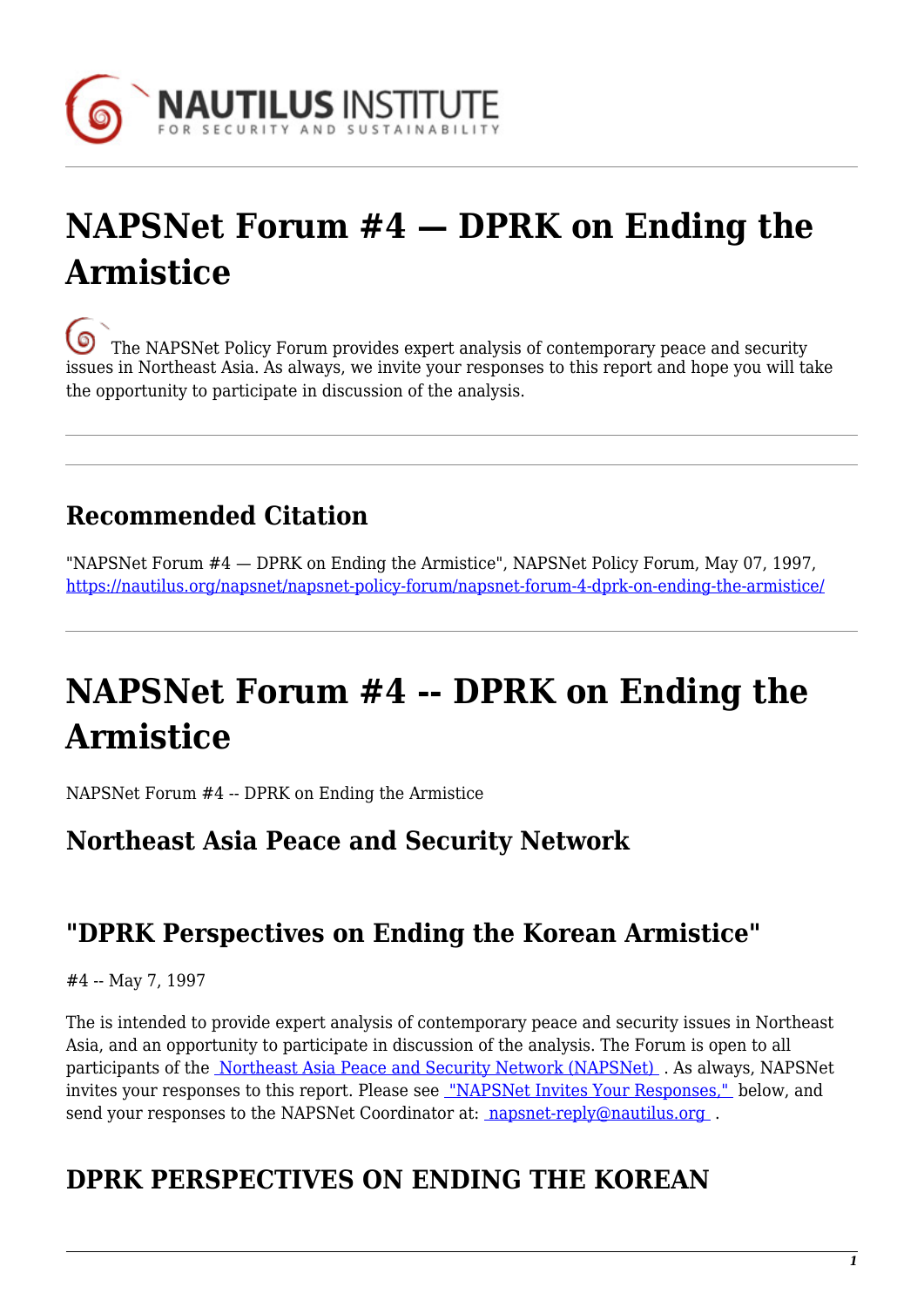# NAPSNet Forum #4 — DPRK on Ending the Armistice

The NAPSNet Policy Forum provides expert analysis of contemporary peace and security issues in Northeast Asia. As always, we invite your responses to this report and hope you will take the opportunity to participate in discussion of the analysis.

## Recommended Citation

"NAPSNet Forum #4 — DPRK on Ending the Armistice", NAPSNet Policy Forum, May 07, 1997, https://nautilus.org/napsnet/napsnet-policy-forum/napsnet-forum-4-dprk-on-ending-the-armistice/

# NAPSNet Forum #4 -- DPRK on Ending the Armistice

NAPSNet Forum #4 -- DPRK on Ending the Armistice

## Northeast Asia Peace and Security Network

## "DPRK Perspectives on Ending the Korean Armistice"

#4 -- May 7, 1997

The is intended to provide expert analysis of contemporary peace and security issues in Northeast Asia, and an opportunity to participate in discussion of the analysis. The Forum is open to all participants of the Northeast Asia Peace and Security Network (NAPSNet) . As always, NAPSNet invites your responses to this report. Please see "NAPSNet Invites Your Responses," below, and send your responses to the NAPSNet Coordinator at: napsnet-reply@nautilus.org .

## DPRK PERSPECTIVES ON ENDING THE KOREAN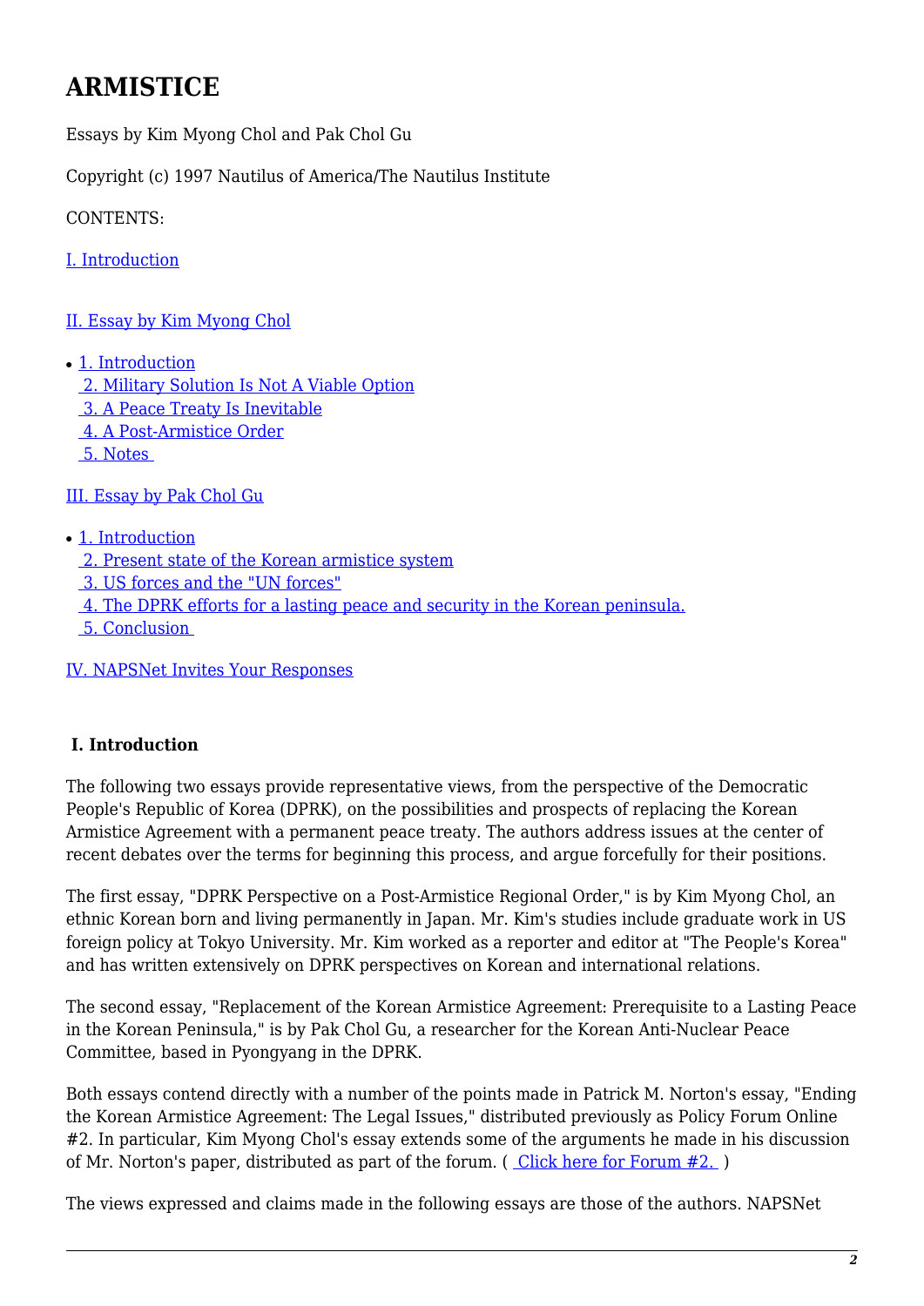# ARMISTICE

Essays by Kim Myong Chol and Pak Chol Gu

Copyright (c) 1997 Nautilus of America/The Nautilus Institute

CONTENTS:

I. Introduction

II. Essay by Kim Myong Chol

- 1. Introduction
  2. Military Solution Is Not A Viable Option
  3. A Peace Treaty Is Inevitable
  4. A Post-Armistice Order
  5. Notes

III. Essay by Pak Chol Gu

- 1. Introduction
  2. Present state of the Korean armistice system
  3. US forces and the "UN forces"
  4. The DPRK efforts for a lasting peace and security in the Korean peninsula.
  5. Conclusion

IV. NAPSNet Invites Your Responses

### I. Introduction

The following two essays provide representative views, from the perspective of the Democratic People's Republic of Korea (DPRK), on the possibilities and prospects of replacing the Korean Armistice Agreement with a permanent peace treaty. The authors address issues at the center of recent debates over the terms for beginning this process, and argue forcefully for their positions.

The first essay, "DPRK Perspective on a Post-Armistice Regional Order," is by Kim Myong Chol, an ethnic Korean born and living permanently in Japan. Mr. Kim's studies include graduate work in US foreign policy at Tokyo University. Mr. Kim worked as a reporter and editor at "The People's Korea" and has written extensively on DPRK perspectives on Korean and international relations.

The second essay, "Replacement of the Korean Armistice Agreement: Prerequisite to a Lasting Peace in the Korean Peninsula," is by Pak Chol Gu, a researcher for the Korean Anti-Nuclear Peace Committee, based in Pyongyang in the DPRK.

Both essays contend directly with a number of the points made in Patrick M. Norton's essay, "Ending the Korean Armistice Agreement: The Legal Issues," distributed previously as Policy Forum Online #2. In particular, Kim Myong Chol's essay extends some of the arguments he made in his discussion of Mr. Norton's paper, distributed as part of the forum. ( Click here for Forum #2. )

The views expressed and claims made in the following essays are those of the authors. NAPSNet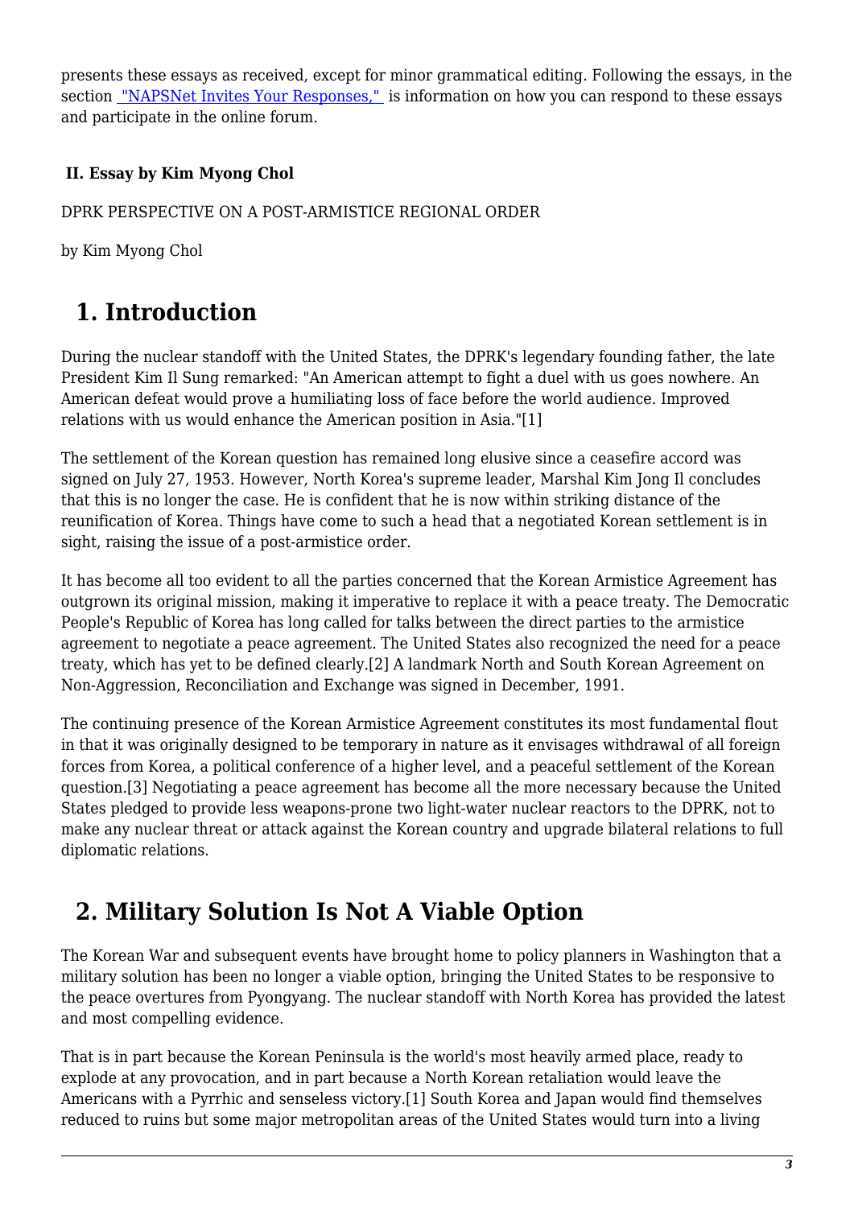presents these essays as received, except for minor grammatical editing. Following the essays, in the section "NAPSNet Invites Your Responses," is information on how you can respond to these essays and participate in the online forum.

**II. Essay by Kim Myong Chol**

DPRK PERSPECTIVE ON A POST-ARMISTICE REGIONAL ORDER

by Kim Myong Chol

# 1. Introduction

During the nuclear standoff with the United States, the DPRK's legendary founding father, the late President Kim Il Sung remarked: "An American attempt to fight a duel with us goes nowhere. An American defeat would prove a humiliating loss of face before the world audience. Improved relations with us would enhance the American position in Asia."[1]

The settlement of the Korean question has remained long elusive since a ceasefire accord was signed on July 27, 1953. However, North Korea's supreme leader, Marshal Kim Jong Il concludes that this is no longer the case. He is confident that he is now within striking distance of the reunification of Korea. Things have come to such a head that a negotiated Korean settlement is in sight, raising the issue of a post-armistice order.

It has become all too evident to all the parties concerned that the Korean Armistice Agreement has outgrown its original mission, making it imperative to replace it with a peace treaty. The Democratic People's Republic of Korea has long called for talks between the direct parties to the armistice agreement to negotiate a peace agreement. The United States also recognized the need for a peace treaty, which has yet to be defined clearly.[2] A landmark North and South Korean Agreement on Non-Aggression, Reconciliation and Exchange was signed in December, 1991.

The continuing presence of the Korean Armistice Agreement constitutes its most fundamental flout in that it was originally designed to be temporary in nature as it envisages withdrawal of all foreign forces from Korea, a political conference of a higher level, and a peaceful settlement of the Korean question.[3] Negotiating a peace agreement has become all the more necessary because the United States pledged to provide less weapons-prone two light-water nuclear reactors to the DPRK, not to make any nuclear threat or attack against the Korean country and upgrade bilateral relations to full diplomatic relations.

# 2. Military Solution Is Not A Viable Option

The Korean War and subsequent events have brought home to policy planners in Washington that a military solution has been no longer a viable option, bringing the United States to be responsive to the peace overtures from Pyongyang. The nuclear standoff with North Korea has provided the latest and most compelling evidence.

That is in part because the Korean Peninsula is the world's most heavily armed place, ready to explode at any provocation, and in part because a North Korean retaliation would leave the Americans with a Pyrrhic and senseless victory.[1] South Korea and Japan would find themselves reduced to ruins but some major metropolitan areas of the United States would turn into a living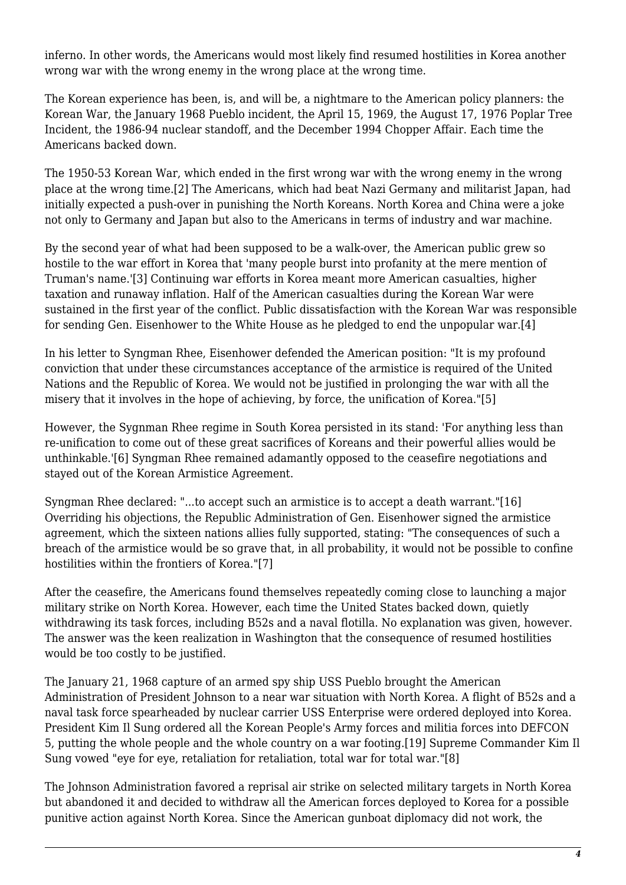inferno. In other words, the Americans would most likely find resumed hostilities in Korea another wrong war with the wrong enemy in the wrong place at the wrong time.

The Korean experience has been, is, and will be, a nightmare to the American policy planners: the Korean War, the January 1968 Pueblo incident, the April 15, 1969, the August 17, 1976 Poplar Tree Incident, the 1986-94 nuclear standoff, and the December 1994 Chopper Affair. Each time the Americans backed down.

The 1950-53 Korean War, which ended in the first wrong war with the wrong enemy in the wrong place at the wrong time.[2] The Americans, which had beat Nazi Germany and militarist Japan, had initially expected a push-over in punishing the North Koreans. North Korea and China were a joke not only to Germany and Japan but also to the Americans in terms of industry and war machine.

By the second year of what had been supposed to be a walk-over, the American public grew so hostile to the war effort in Korea that 'many people burst into profanity at the mere mention of Truman's name.'[3] Continuing war efforts in Korea meant more American casualties, higher taxation and runaway inflation. Half of the American casualties during the Korean War were sustained in the first year of the conflict. Public dissatisfaction with the Korean War was responsible for sending Gen. Eisenhower to the White House as he pledged to end the unpopular war.[4]

In his letter to Syngman Rhee, Eisenhower defended the American position: "It is my profound conviction that under these circumstances acceptance of the armistice is required of the United Nations and the Republic of Korea. We would not be justified in prolonging the war with all the misery that it involves in the hope of achieving, by force, the unification of Korea."[5]

However, the Sygnman Rhee regime in South Korea persisted in its stand: 'For anything less than re-unification to come out of these great sacrifices of Koreans and their powerful allies would be unthinkable.'[6] Syngman Rhee remained adamantly opposed to the ceasefire negotiations and stayed out of the Korean Armistice Agreement.

Syngman Rhee declared: "...to accept such an armistice is to accept a death warrant."[16] Overriding his objections, the Republic Administration of Gen. Eisenhower signed the armistice agreement, which the sixteen nations allies fully supported, stating: "The consequences of such a breach of the armistice would be so grave that, in all probability, it would not be possible to confine hostilities within the frontiers of Korea."[7]

After the ceasefire, the Americans found themselves repeatedly coming close to launching a major military strike on North Korea. However, each time the United States backed down, quietly withdrawing its task forces, including B52s and a naval flotilla. No explanation was given, however. The answer was the keen realization in Washington that the consequence of resumed hostilities would be too costly to be justified.

The January 21, 1968 capture of an armed spy ship USS Pueblo brought the American Administration of President Johnson to a near war situation with North Korea. A flight of B52s and a naval task force spearheaded by nuclear carrier USS Enterprise were ordered deployed into Korea. President Kim Il Sung ordered all the Korean People's Army forces and militia forces into DEFCON 5, putting the whole people and the whole country on a war footing.[19] Supreme Commander Kim Il Sung vowed "eye for eye, retaliation for retaliation, total war for total war."[8]

The Johnson Administration favored a reprisal air strike on selected military targets in North Korea but abandoned it and decided to withdraw all the American forces deployed to Korea for a possible punitive action against North Korea. Since the American gunboat diplomacy did not work, the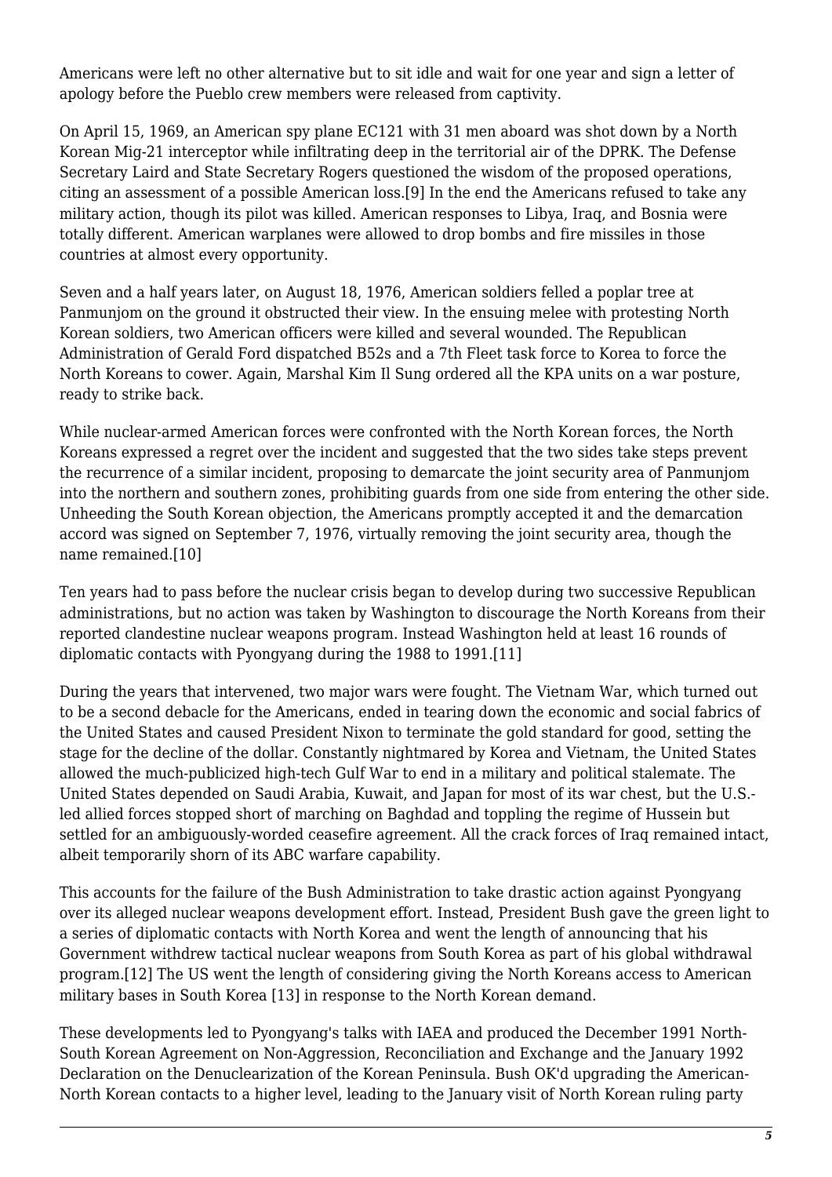Americans were left no other alternative but to sit idle and wait for one year and sign a letter of apology before the Pueblo crew members were released from captivity.

On April 15, 1969, an American spy plane EC121 with 31 men aboard was shot down by a North Korean Mig-21 interceptor while infiltrating deep in the territorial air of the DPRK. The Defense Secretary Laird and State Secretary Rogers questioned the wisdom of the proposed operations, citing an assessment of a possible American loss.[9] In the end the Americans refused to take any military action, though its pilot was killed. American responses to Libya, Iraq, and Bosnia were totally different. American warplanes were allowed to drop bombs and fire missiles in those countries at almost every opportunity.

Seven and a half years later, on August 18, 1976, American soldiers felled a poplar tree at Panmunjom on the ground it obstructed their view. In the ensuing melee with protesting North Korean soldiers, two American officers were killed and several wounded. The Republican Administration of Gerald Ford dispatched B52s and a 7th Fleet task force to Korea to force the North Koreans to cower. Again, Marshal Kim Il Sung ordered all the KPA units on a war posture, ready to strike back.

While nuclear-armed American forces were confronted with the North Korean forces, the North Koreans expressed a regret over the incident and suggested that the two sides take steps prevent the recurrence of a similar incident, proposing to demarcate the joint security area of Panmunjom into the northern and southern zones, prohibiting guards from one side from entering the other side. Unheeding the South Korean objection, the Americans promptly accepted it and the demarcation accord was signed on September 7, 1976, virtually removing the joint security area, though the name remained.[10]

Ten years had to pass before the nuclear crisis began to develop during two successive Republican administrations, but no action was taken by Washington to discourage the North Koreans from their reported clandestine nuclear weapons program. Instead Washington held at least 16 rounds of diplomatic contacts with Pyongyang during the 1988 to 1991.[11]

During the years that intervened, two major wars were fought. The Vietnam War, which turned out to be a second debacle for the Americans, ended in tearing down the economic and social fabrics of the United States and caused President Nixon to terminate the gold standard for good, setting the stage for the decline of the dollar. Constantly nightmared by Korea and Vietnam, the United States allowed the much-publicized high-tech Gulf War to end in a military and political stalemate. The United States depended on Saudi Arabia, Kuwait, and Japan for most of its war chest, but the U.S.-led allied forces stopped short of marching on Baghdad and toppling the regime of Hussein but settled for an ambiguously-worded ceasefire agreement. All the crack forces of Iraq remained intact, albeit temporarily shorn of its ABC warfare capability.

This accounts for the failure of the Bush Administration to take drastic action against Pyongyang over its alleged nuclear weapons development effort. Instead, President Bush gave the green light to a series of diplomatic contacts with North Korea and went the length of announcing that his Government withdrew tactical nuclear weapons from South Korea as part of his global withdrawal program.[12] The US went the length of considering giving the North Koreans access to American military bases in South Korea [13] in response to the North Korean demand.

These developments led to Pyongyang's talks with IAEA and produced the December 1991 North-South Korean Agreement on Non-Aggression, Reconciliation and Exchange and the January 1992 Declaration on the Denuclearization of the Korean Peninsula. Bush OK'd upgrading the American-North Korean contacts to a higher level, leading to the January visit of North Korean ruling party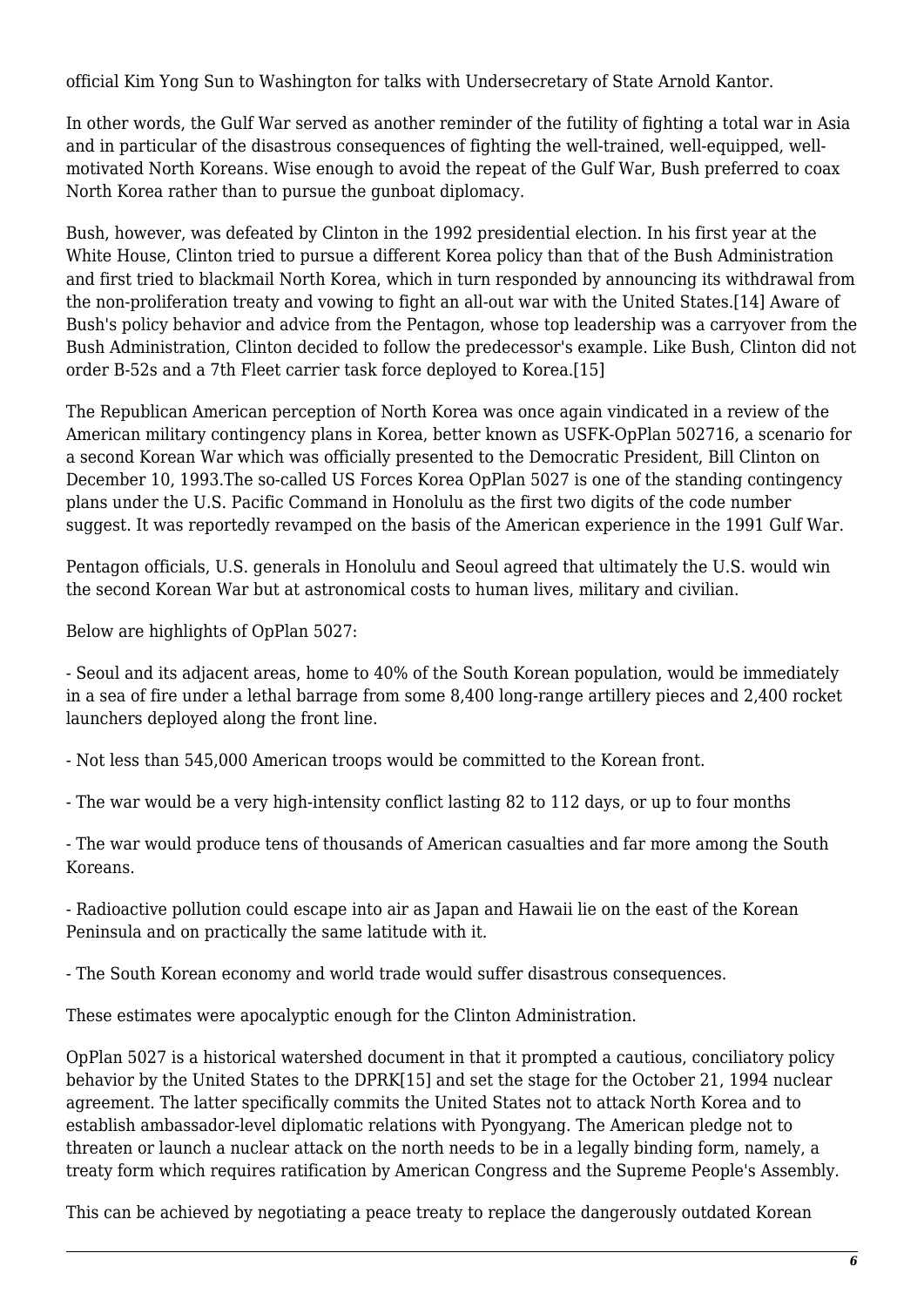official Kim Yong Sun to Washington for talks with Undersecretary of State Arnold Kantor.

In other words, the Gulf War served as another reminder of the futility of fighting a total war in Asia and in particular of the disastrous consequences of fighting the well-trained, well-equipped, well-motivated North Koreans. Wise enough to avoid the repeat of the Gulf War, Bush preferred to coax North Korea rather than to pursue the gunboat diplomacy.

Bush, however, was defeated by Clinton in the 1992 presidential election. In his first year at the White House, Clinton tried to pursue a different Korea policy than that of the Bush Administration and first tried to blackmail North Korea, which in turn responded by announcing its withdrawal from the non-proliferation treaty and vowing to fight an all-out war with the United States.[14] Aware of Bush's policy behavior and advice from the Pentagon, whose top leadership was a carryover from the Bush Administration, Clinton decided to follow the predecessor's example. Like Bush, Clinton did not order B-52s and a 7th Fleet carrier task force deployed to Korea.[15]

The Republican American perception of North Korea was once again vindicated in a review of the American military contingency plans in Korea, better known as USFK-OpPlan 502716, a scenario for a second Korean War which was officially presented to the Democratic President, Bill Clinton on December 10, 1993.The so-called US Forces Korea OpPlan 5027 is one of the standing contingency plans under the U.S. Pacific Command in Honolulu as the first two digits of the code number suggest. It was reportedly revamped on the basis of the American experience in the 1991 Gulf War.

Pentagon officials, U.S. generals in Honolulu and Seoul agreed that ultimately the U.S. would win the second Korean War but at astronomical costs to human lives, military and civilian.

Below are highlights of OpPlan 5027:

- Seoul and its adjacent areas, home to 40% of the South Korean population, would be immediately in a sea of fire under a lethal barrage from some 8,400 long-range artillery pieces and 2,400 rocket launchers deployed along the front line.

- Not less than 545,000 American troops would be committed to the Korean front.

- The war would be a very high-intensity conflict lasting 82 to 112 days, or up to four months

- The war would produce tens of thousands of American casualties and far more among the South Koreans.

- Radioactive pollution could escape into air as Japan and Hawaii lie on the east of the Korean Peninsula and on practically the same latitude with it.

- The South Korean economy and world trade would suffer disastrous consequences.

These estimates were apocalyptic enough for the Clinton Administration.

OpPlan 5027 is a historical watershed document in that it prompted a cautious, conciliatory policy behavior by the United States to the DPRK[15] and set the stage for the October 21, 1994 nuclear agreement. The latter specifically commits the United States not to attack North Korea and to establish ambassador-level diplomatic relations with Pyongyang. The American pledge not to threaten or launch a nuclear attack on the north needs to be in a legally binding form, namely, a treaty form which requires ratification by American Congress and the Supreme People's Assembly.

This can be achieved by negotiating a peace treaty to replace the dangerously outdated Korean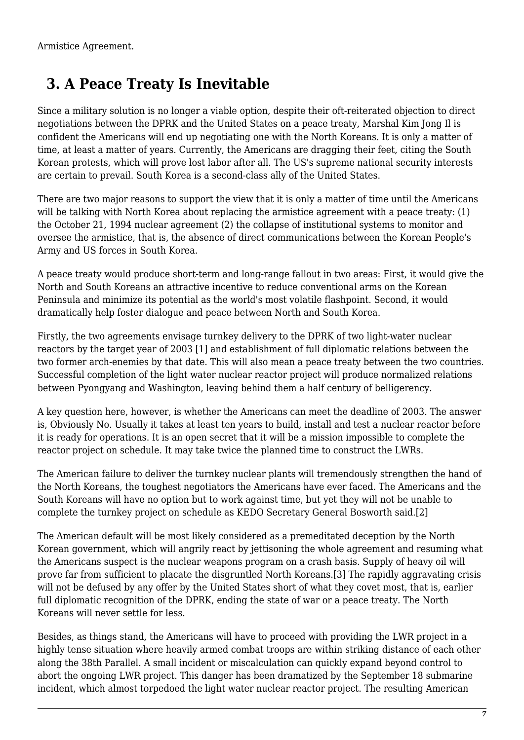Armistice Agreement.

## 3. A Peace Treaty Is Inevitable

Since a military solution is no longer a viable option, despite their oft-reiterated objection to direct negotiations between the DPRK and the United States on a peace treaty, Marshal Kim Jong Il is confident the Americans will end up negotiating one with the North Koreans. It is only a matter of time, at least a matter of years. Currently, the Americans are dragging their feet, citing the South Korean protests, which will prove lost labor after all. The US's supreme national security interests are certain to prevail. South Korea is a second-class ally of the United States.

There are two major reasons to support the view that it is only a matter of time until the Americans will be talking with North Korea about replacing the armistice agreement with a peace treaty: (1) the October 21, 1994 nuclear agreement (2) the collapse of institutional systems to monitor and oversee the armistice, that is, the absence of direct communications between the Korean People's Army and US forces in South Korea.

A peace treaty would produce short-term and long-range fallout in two areas: First, it would give the North and South Koreans an attractive incentive to reduce conventional arms on the Korean Peninsula and minimize its potential as the world's most volatile flashpoint. Second, it would dramatically help foster dialogue and peace between North and South Korea.

Firstly, the two agreements envisage turnkey delivery to the DPRK of two light-water nuclear reactors by the target year of 2003 [1] and establishment of full diplomatic relations between the two former arch-enemies by that date. This will also mean a peace treaty between the two countries. Successful completion of the light water nuclear reactor project will produce normalized relations between Pyongyang and Washington, leaving behind them a half century of belligerency.

A key question here, however, is whether the Americans can meet the deadline of 2003. The answer is, Obviously No. Usually it takes at least ten years to build, install and test a nuclear reactor before it is ready for operations. It is an open secret that it will be a mission impossible to complete the reactor project on schedule. It may take twice the planned time to construct the LWRs.

The American failure to deliver the turnkey nuclear plants will tremendously strengthen the hand of the North Koreans, the toughest negotiators the Americans have ever faced. The Americans and the South Koreans will have no option but to work against time, but yet they will not be unable to complete the turnkey project on schedule as KEDO Secretary General Bosworth said.[2]

The American default will be most likely considered as a premeditated deception by the North Korean government, which will angrily react by jettisoning the whole agreement and resuming what the Americans suspect is the nuclear weapons program on a crash basis. Supply of heavy oil will prove far from sufficient to placate the disgruntled North Koreans.[3] The rapidly aggravating crisis will not be defused by any offer by the United States short of what they covet most, that is, earlier full diplomatic recognition of the DPRK, ending the state of war or a peace treaty. The North Koreans will never settle for less.

Besides, as things stand, the Americans will have to proceed with providing the LWR project in a highly tense situation where heavily armed combat troops are within striking distance of each other along the 38th Parallel. A small incident or miscalculation can quickly expand beyond control to abort the ongoing LWR project. This danger has been dramatized by the September 18 submarine incident, which almost torpedoed the light water nuclear reactor project. The resulting American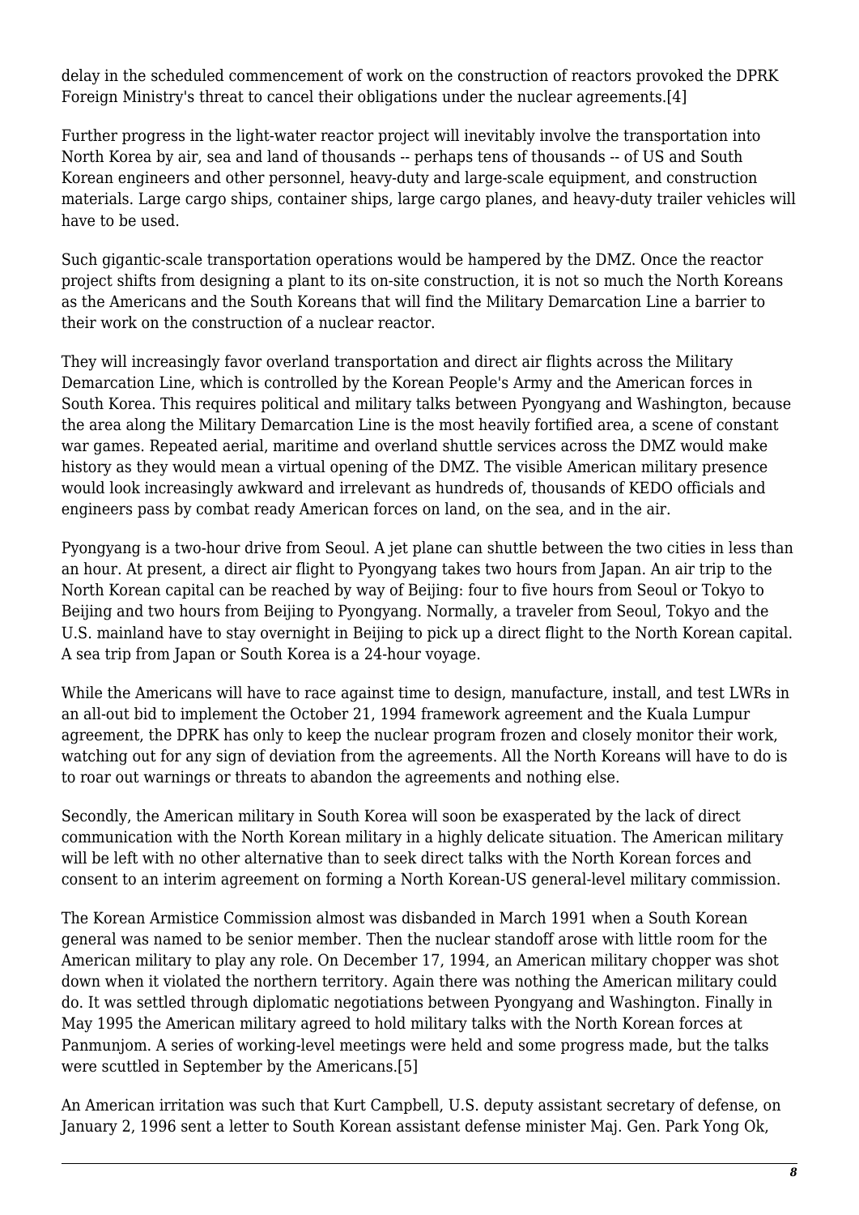delay in the scheduled commencement of work on the construction of reactors provoked the DPRK Foreign Ministry's threat to cancel their obligations under the nuclear agreements.[4]

Further progress in the light-water reactor project will inevitably involve the transportation into North Korea by air, sea and land of thousands -- perhaps tens of thousands -- of US and South Korean engineers and other personnel, heavy-duty and large-scale equipment, and construction materials. Large cargo ships, container ships, large cargo planes, and heavy-duty trailer vehicles will have to be used.

Such gigantic-scale transportation operations would be hampered by the DMZ. Once the reactor project shifts from designing a plant to its on-site construction, it is not so much the North Koreans as the Americans and the South Koreans that will find the Military Demarcation Line a barrier to their work on the construction of a nuclear reactor.

They will increasingly favor overland transportation and direct air flights across the Military Demarcation Line, which is controlled by the Korean People's Army and the American forces in South Korea. This requires political and military talks between Pyongyang and Washington, because the area along the Military Demarcation Line is the most heavily fortified area, a scene of constant war games. Repeated aerial, maritime and overland shuttle services across the DMZ would make history as they would mean a virtual opening of the DMZ. The visible American military presence would look increasingly awkward and irrelevant as hundreds of, thousands of KEDO officials and engineers pass by combat ready American forces on land, on the sea, and in the air.

Pyongyang is a two-hour drive from Seoul. A jet plane can shuttle between the two cities in less than an hour. At present, a direct air flight to Pyongyang takes two hours from Japan. An air trip to the North Korean capital can be reached by way of Beijing: four to five hours from Seoul or Tokyo to Beijing and two hours from Beijing to Pyongyang. Normally, a traveler from Seoul, Tokyo and the U.S. mainland have to stay overnight in Beijing to pick up a direct flight to the North Korean capital. A sea trip from Japan or South Korea is a 24-hour voyage.

While the Americans will have to race against time to design, manufacture, install, and test LWRs in an all-out bid to implement the October 21, 1994 framework agreement and the Kuala Lumpur agreement, the DPRK has only to keep the nuclear program frozen and closely monitor their work, watching out for any sign of deviation from the agreements. All the North Koreans will have to do is to roar out warnings or threats to abandon the agreements and nothing else.

Secondly, the American military in South Korea will soon be exasperated by the lack of direct communication with the North Korean military in a highly delicate situation. The American military will be left with no other alternative than to seek direct talks with the North Korean forces and consent to an interim agreement on forming a North Korean-US general-level military commission.

The Korean Armistice Commission almost was disbanded in March 1991 when a South Korean general was named to be senior member. Then the nuclear standoff arose with little room for the American military to play any role. On December 17, 1994, an American military chopper was shot down when it violated the northern territory. Again there was nothing the American military could do. It was settled through diplomatic negotiations between Pyongyang and Washington. Finally in May 1995 the American military agreed to hold military talks with the North Korean forces at Panmunjom. A series of working-level meetings were held and some progress made, but the talks were scuttled in September by the Americans.[5]

An American irritation was such that Kurt Campbell, U.S. deputy assistant secretary of defense, on January 2, 1996 sent a letter to South Korean assistant defense minister Maj. Gen. Park Yong Ok,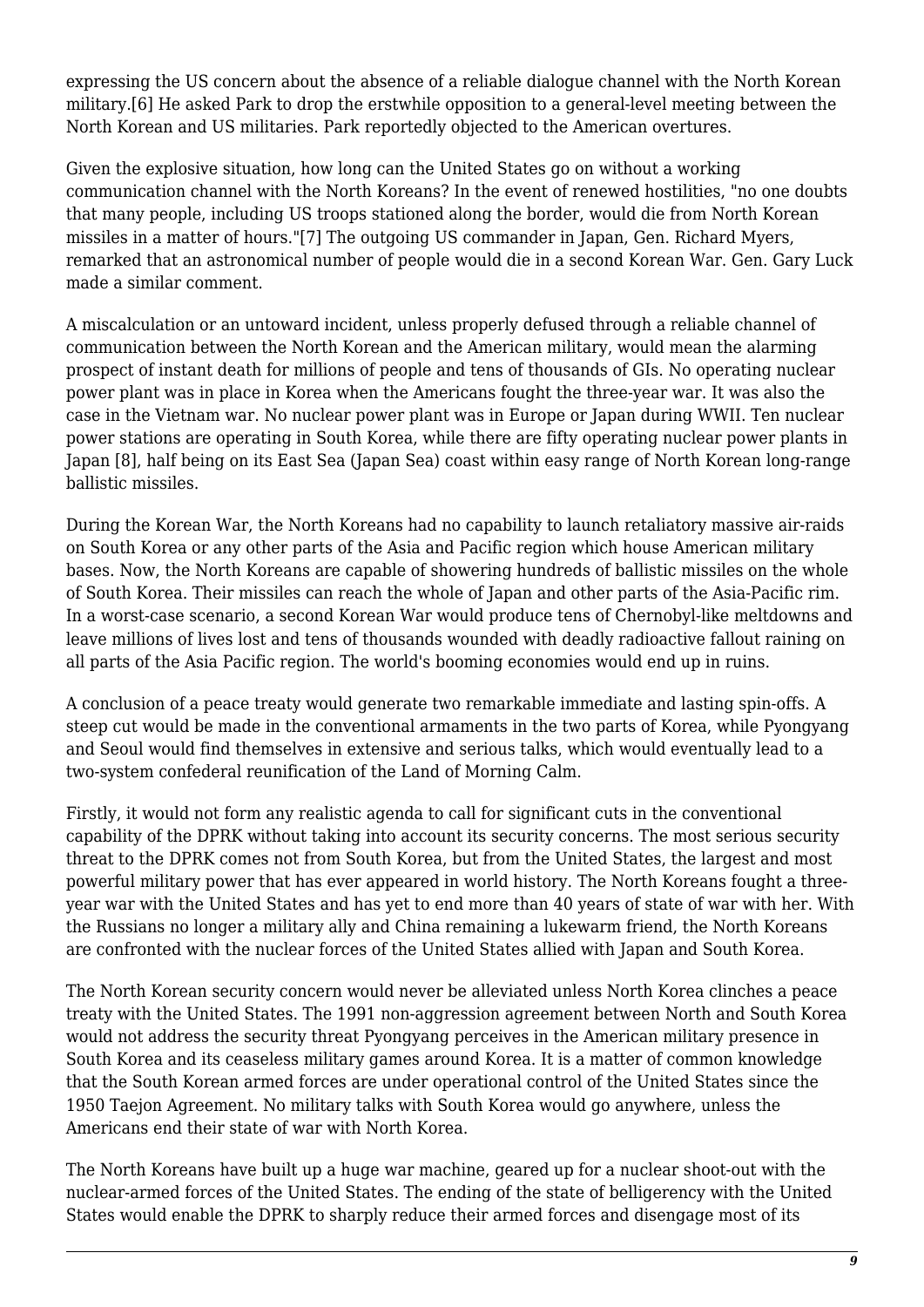expressing the US concern about the absence of a reliable dialogue channel with the North Korean military.[6] He asked Park to drop the erstwhile opposition to a general-level meeting between the North Korean and US militaries. Park reportedly objected to the American overtures.

Given the explosive situation, how long can the United States go on without a working communication channel with the North Koreans? In the event of renewed hostilities, "no one doubts that many people, including US troops stationed along the border, would die from North Korean missiles in a matter of hours."[7] The outgoing US commander in Japan, Gen. Richard Myers, remarked that an astronomical number of people would die in a second Korean War. Gen. Gary Luck made a similar comment.

A miscalculation or an untoward incident, unless properly defused through a reliable channel of communication between the North Korean and the American military, would mean the alarming prospect of instant death for millions of people and tens of thousands of GIs. No operating nuclear power plant was in place in Korea when the Americans fought the three-year war. It was also the case in the Vietnam war. No nuclear power plant was in Europe or Japan during WWII. Ten nuclear power stations are operating in South Korea, while there are fifty operating nuclear power plants in Japan [8], half being on its East Sea (Japan Sea) coast within easy range of North Korean long-range ballistic missiles.

During the Korean War, the North Koreans had no capability to launch retaliatory massive air-raids on South Korea or any other parts of the Asia and Pacific region which house American military bases. Now, the North Koreans are capable of showering hundreds of ballistic missiles on the whole of South Korea. Their missiles can reach the whole of Japan and other parts of the Asia-Pacific rim. In a worst-case scenario, a second Korean War would produce tens of Chernobyl-like meltdowns and leave millions of lives lost and tens of thousands wounded with deadly radioactive fallout raining on all parts of the Asia Pacific region. The world's booming economies would end up in ruins.

A conclusion of a peace treaty would generate two remarkable immediate and lasting spin-offs. A steep cut would be made in the conventional armaments in the two parts of Korea, while Pyongyang and Seoul would find themselves in extensive and serious talks, which would eventually lead to a two-system confederal reunification of the Land of Morning Calm.

Firstly, it would not form any realistic agenda to call for significant cuts in the conventional capability of the DPRK without taking into account its security concerns. The most serious security threat to the DPRK comes not from South Korea, but from the United States, the largest and most powerful military power that has ever appeared in world history. The North Koreans fought a three-year war with the United States and has yet to end more than 40 years of state of war with her. With the Russians no longer a military ally and China remaining a lukewarm friend, the North Koreans are confronted with the nuclear forces of the United States allied with Japan and South Korea.

The North Korean security concern would never be alleviated unless North Korea clinches a peace treaty with the United States. The 1991 non-aggression agreement between North and South Korea would not address the security threat Pyongyang perceives in the American military presence in South Korea and its ceaseless military games around Korea. It is a matter of common knowledge that the South Korean armed forces are under operational control of the United States since the 1950 Taejon Agreement. No military talks with South Korea would go anywhere, unless the Americans end their state of war with North Korea.

The North Koreans have built up a huge war machine, geared up for a nuclear shoot-out with the nuclear-armed forces of the United States. The ending of the state of belligerency with the United States would enable the DPRK to sharply reduce their armed forces and disengage most of its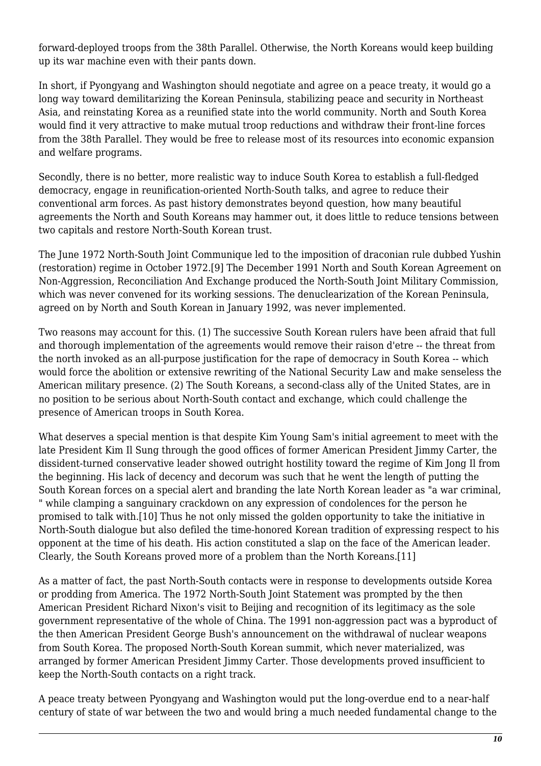forward-deployed troops from the 38th Parallel. Otherwise, the North Koreans would keep building up its war machine even with their pants down.

In short, if Pyongyang and Washington should negotiate and agree on a peace treaty, it would go a long way toward demilitarizing the Korean Peninsula, stabilizing peace and security in Northeast Asia, and reinstating Korea as a reunified state into the world community. North and South Korea would find it very attractive to make mutual troop reductions and withdraw their front-line forces from the 38th Parallel. They would be free to release most of its resources into economic expansion and welfare programs.

Secondly, there is no better, more realistic way to induce South Korea to establish a full-fledged democracy, engage in reunification-oriented North-South talks, and agree to reduce their conventional arm forces. As past history demonstrates beyond question, how many beautiful agreements the North and South Koreans may hammer out, it does little to reduce tensions between two capitals and restore North-South Korean trust.

The June 1972 North-South Joint Communique led to the imposition of draconian rule dubbed Yushin (restoration) regime in October 1972.[9] The December 1991 North and South Korean Agreement on Non-Aggression, Reconciliation And Exchange produced the North-South Joint Military Commission, which was never convened for its working sessions. The denuclearization of the Korean Peninsula, agreed on by North and South Korean in January 1992, was never implemented.

Two reasons may account for this. (1) The successive South Korean rulers have been afraid that full and thorough implementation of the agreements would remove their raison d'etre -- the threat from the north invoked as an all-purpose justification for the rape of democracy in South Korea -- which would force the abolition or extensive rewriting of the National Security Law and make senseless the American military presence. (2) The South Koreans, a second-class ally of the United States, are in no position to be serious about North-South contact and exchange, which could challenge the presence of American troops in South Korea.

What deserves a special mention is that despite Kim Young Sam's initial agreement to meet with the late President Kim Il Sung through the good offices of former American President Jimmy Carter, the dissident-turned conservative leader showed outright hostility toward the regime of Kim Jong Il from the beginning. His lack of decency and decorum was such that he went the length of putting the South Korean forces on a special alert and branding the late North Korean leader as "a war criminal, " while clamping a sanguinary crackdown on any expression of condolences for the person he promised to talk with.[10] Thus he not only missed the golden opportunity to take the initiative in North-South dialogue but also defiled the time-honored Korean tradition of expressing respect to his opponent at the time of his death. His action constituted a slap on the face of the American leader. Clearly, the South Koreans proved more of a problem than the North Koreans.[11]

As a matter of fact, the past North-South contacts were in response to developments outside Korea or prodding from America. The 1972 North-South Joint Statement was prompted by the then American President Richard Nixon's visit to Beijing and recognition of its legitimacy as the sole government representative of the whole of China. The 1991 non-aggression pact was a byproduct of the then American President George Bush's announcement on the withdrawal of nuclear weapons from South Korea. The proposed North-South Korean summit, which never materialized, was arranged by former American President Jimmy Carter. Those developments proved insufficient to keep the North-South contacts on a right track.

A peace treaty between Pyongyang and Washington would put the long-overdue end to a near-half century of state of war between the two and would bring a much needed fundamental change to the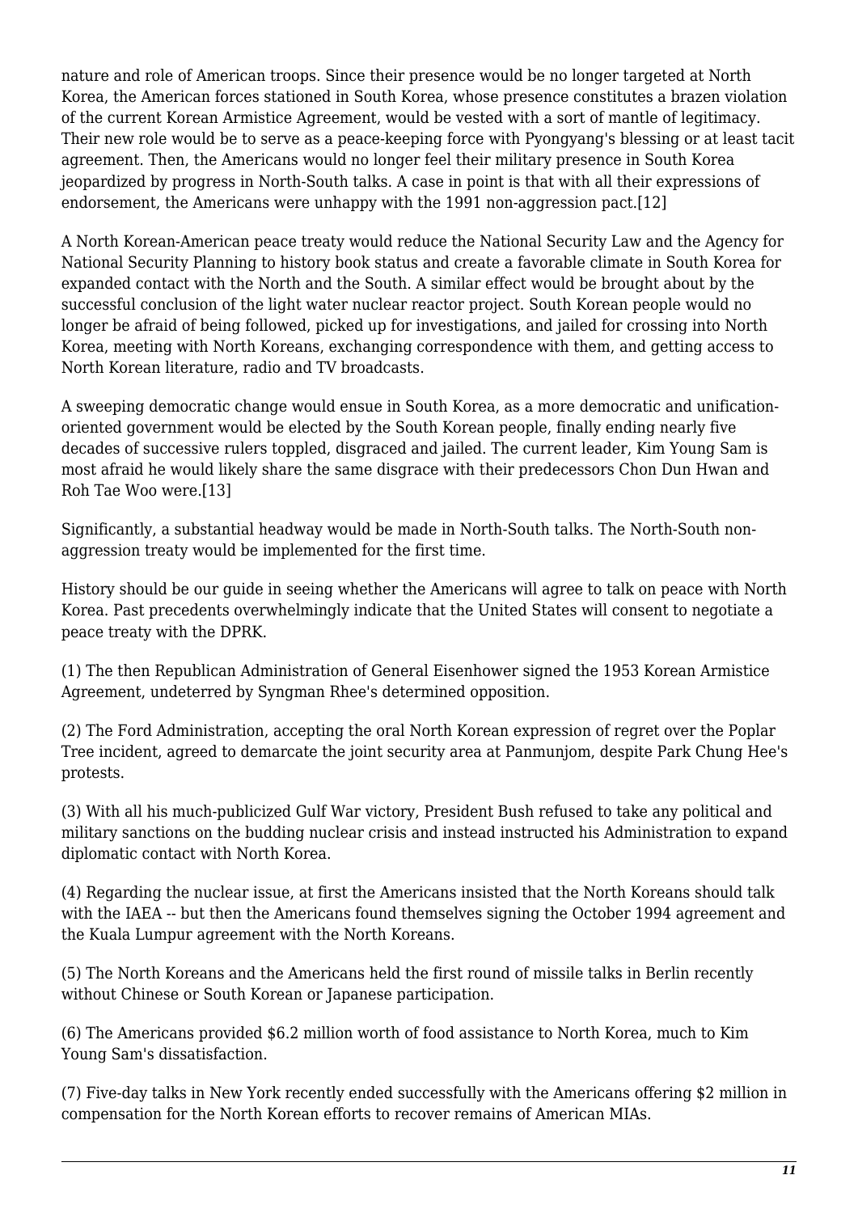nature and role of American troops. Since their presence would be no longer targeted at North Korea, the American forces stationed in South Korea, whose presence constitutes a brazen violation of the current Korean Armistice Agreement, would be vested with a sort of mantle of legitimacy. Their new role would be to serve as a peace-keeping force with Pyongyang's blessing or at least tacit agreement. Then, the Americans would no longer feel their military presence in South Korea jeopardized by progress in North-South talks. A case in point is that with all their expressions of endorsement, the Americans were unhappy with the 1991 non-aggression pact.[12]

A North Korean-American peace treaty would reduce the National Security Law and the Agency for National Security Planning to history book status and create a favorable climate in South Korea for expanded contact with the North and the South. A similar effect would be brought about by the successful conclusion of the light water nuclear reactor project. South Korean people would no longer be afraid of being followed, picked up for investigations, and jailed for crossing into North Korea, meeting with North Koreans, exchanging correspondence with them, and getting access to North Korean literature, radio and TV broadcasts.

A sweeping democratic change would ensue in South Korea, as a more democratic and unification-oriented government would be elected by the South Korean people, finally ending nearly five decades of successive rulers toppled, disgraced and jailed. The current leader, Kim Young Sam is most afraid he would likely share the same disgrace with their predecessors Chon Dun Hwan and Roh Tae Woo were.[13]

Significantly, a substantial headway would be made in North-South talks. The North-South non-aggression treaty would be implemented for the first time.

History should be our guide in seeing whether the Americans will agree to talk on peace with North Korea. Past precedents overwhelmingly indicate that the United States will consent to negotiate a peace treaty with the DPRK.

(1) The then Republican Administration of General Eisenhower signed the 1953 Korean Armistice Agreement, undeterred by Syngman Rhee's determined opposition.

(2) The Ford Administration, accepting the oral North Korean expression of regret over the Poplar Tree incident, agreed to demarcate the joint security area at Panmunjom, despite Park Chung Hee's protests.

(3) With all his much-publicized Gulf War victory, President Bush refused to take any political and military sanctions on the budding nuclear crisis and instead instructed his Administration to expand diplomatic contact with North Korea.

(4) Regarding the nuclear issue, at first the Americans insisted that the North Koreans should talk with the IAEA -- but then the Americans found themselves signing the October 1994 agreement and the Kuala Lumpur agreement with the North Koreans.

(5) The North Koreans and the Americans held the first round of missile talks in Berlin recently without Chinese or South Korean or Japanese participation.

(6) The Americans provided $6.2 million worth of food assistance to North Korea, much to Kim Young Sam's dissatisfaction.

(7) Five-day talks in New York recently ended successfully with the Americans offering $2 million in compensation for the North Korean efforts to recover remains of American MIAs.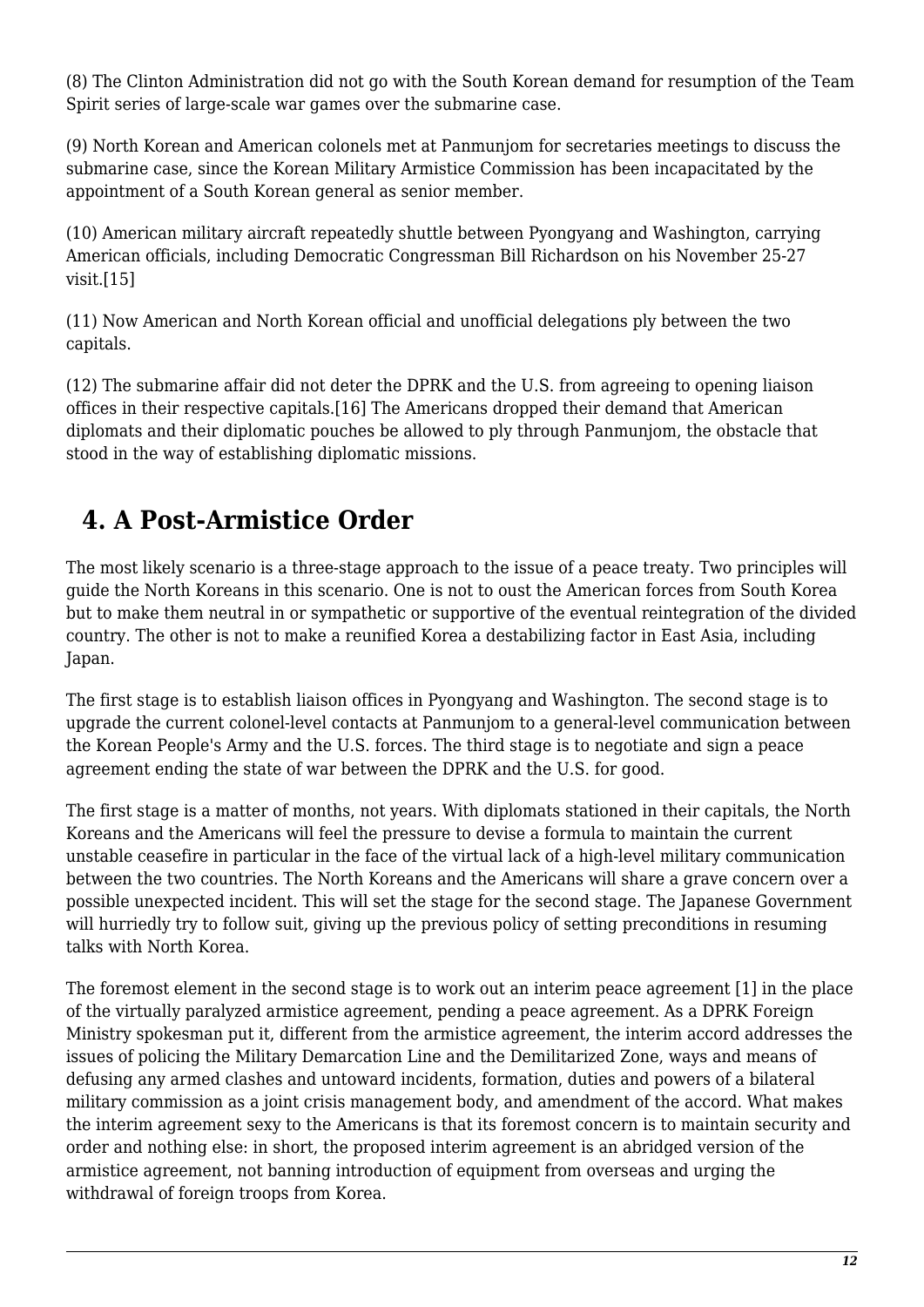(8) The Clinton Administration did not go with the South Korean demand for resumption of the Team Spirit series of large-scale war games over the submarine case.

(9) North Korean and American colonels met at Panmunjom for secretaries meetings to discuss the submarine case, since the Korean Military Armistice Commission has been incapacitated by the appointment of a South Korean general as senior member.

(10) American military aircraft repeatedly shuttle between Pyongyang and Washington, carrying American officials, including Democratic Congressman Bill Richardson on his November 25-27 visit.[15]

(11) Now American and North Korean official and unofficial delegations ply between the two capitals.

(12) The submarine affair did not deter the DPRK and the U.S. from agreeing to opening liaison offices in their respective capitals.[16] The Americans dropped their demand that American diplomats and their diplomatic pouches be allowed to ply through Panmunjom, the obstacle that stood in the way of establishing diplomatic missions.

## 4. A Post-Armistice Order

The most likely scenario is a three-stage approach to the issue of a peace treaty. Two principles will guide the North Koreans in this scenario. One is not to oust the American forces from South Korea but to make them neutral in or sympathetic or supportive of the eventual reintegration of the divided country. The other is not to make a reunified Korea a destabilizing factor in East Asia, including Japan.

The first stage is to establish liaison offices in Pyongyang and Washington. The second stage is to upgrade the current colonel-level contacts at Panmunjom to a general-level communication between the Korean People's Army and the U.S. forces. The third stage is to negotiate and sign a peace agreement ending the state of war between the DPRK and the U.S. for good.

The first stage is a matter of months, not years. With diplomats stationed in their capitals, the North Koreans and the Americans will feel the pressure to devise a formula to maintain the current unstable ceasefire in particular in the face of the virtual lack of a high-level military communication between the two countries. The North Koreans and the Americans will share a grave concern over a possible unexpected incident. This will set the stage for the second stage. The Japanese Government will hurriedly try to follow suit, giving up the previous policy of setting preconditions in resuming talks with North Korea.

The foremost element in the second stage is to work out an interim peace agreement [1] in the place of the virtually paralyzed armistice agreement, pending a peace agreement. As a DPRK Foreign Ministry spokesman put it, different from the armistice agreement, the interim accord addresses the issues of policing the Military Demarcation Line and the Demilitarized Zone, ways and means of defusing any armed clashes and untoward incidents, formation, duties and powers of a bilateral military commission as a joint crisis management body, and amendment of the accord. What makes the interim agreement sexy to the Americans is that its foremost concern is to maintain security and order and nothing else: in short, the proposed interim agreement is an abridged version of the armistice agreement, not banning introduction of equipment from overseas and urging the withdrawal of foreign troops from Korea.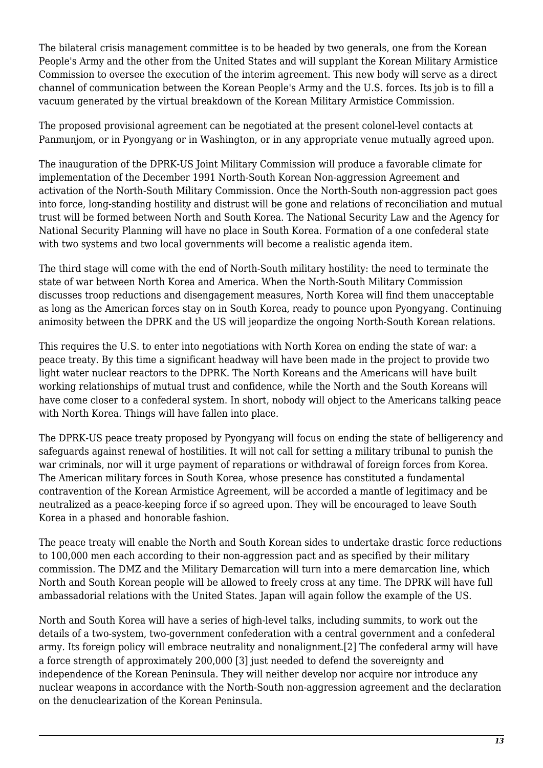The bilateral crisis management committee is to be headed by two generals, one from the Korean People's Army and the other from the United States and will supplant the Korean Military Armistice Commission to oversee the execution of the interim agreement. This new body will serve as a direct channel of communication between the Korean People's Army and the U.S. forces. Its job is to fill a vacuum generated by the virtual breakdown of the Korean Military Armistice Commission.

The proposed provisional agreement can be negotiated at the present colonel-level contacts at Panmunjom, or in Pyongyang or in Washington, or in any appropriate venue mutually agreed upon.

The inauguration of the DPRK-US Joint Military Commission will produce a favorable climate for implementation of the December 1991 North-South Korean Non-aggression Agreement and activation of the North-South Military Commission. Once the North-South non-aggression pact goes into force, long-standing hostility and distrust will be gone and relations of reconciliation and mutual trust will be formed between North and South Korea. The National Security Law and the Agency for National Security Planning will have no place in South Korea. Formation of a one confederal state with two systems and two local governments will become a realistic agenda item.

The third stage will come with the end of North-South military hostility: the need to terminate the state of war between North Korea and America. When the North-South Military Commission discusses troop reductions and disengagement measures, North Korea will find them unacceptable as long as the American forces stay on in South Korea, ready to pounce upon Pyongyang. Continuing animosity between the DPRK and the US will jeopardize the ongoing North-South Korean relations.

This requires the U.S. to enter into negotiations with North Korea on ending the state of war: a peace treaty. By this time a significant headway will have been made in the project to provide two light water nuclear reactors to the DPRK. The North Koreans and the Americans will have built working relationships of mutual trust and confidence, while the North and the South Koreans will have come closer to a confederal system. In short, nobody will object to the Americans talking peace with North Korea. Things will have fallen into place.

The DPRK-US peace treaty proposed by Pyongyang will focus on ending the state of belligerency and safeguards against renewal of hostilities. It will not call for setting a military tribunal to punish the war criminals, nor will it urge payment of reparations or withdrawal of foreign forces from Korea. The American military forces in South Korea, whose presence has constituted a fundamental contravention of the Korean Armistice Agreement, will be accorded a mantle of legitimacy and be neutralized as a peace-keeping force if so agreed upon. They will be encouraged to leave South Korea in a phased and honorable fashion.

The peace treaty will enable the North and South Korean sides to undertake drastic force reductions to 100,000 men each according to their non-aggression pact and as specified by their military commission. The DMZ and the Military Demarcation will turn into a mere demarcation line, which North and South Korean people will be allowed to freely cross at any time. The DPRK will have full ambassadorial relations with the United States. Japan will again follow the example of the US.

North and South Korea will have a series of high-level talks, including summits, to work out the details of a two-system, two-government confederation with a central government and a confederal army. Its foreign policy will embrace neutrality and nonalignment.[2] The confederal army will have a force strength of approximately 200,000 [3] just needed to defend the sovereignty and independence of the Korean Peninsula. They will neither develop nor acquire nor introduce any nuclear weapons in accordance with the North-South non-aggression agreement and the declaration on the denuclearization of the Korean Peninsula.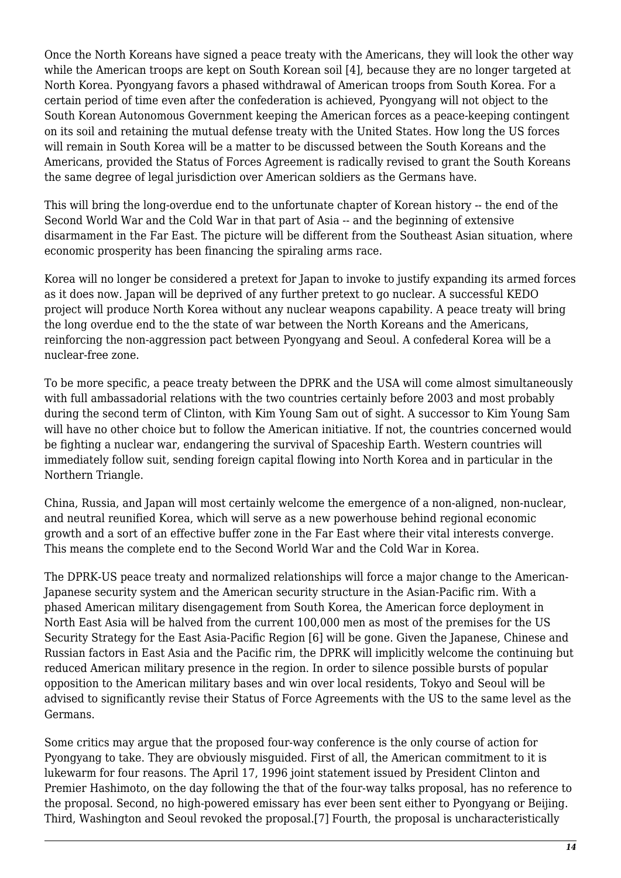Once the North Koreans have signed a peace treaty with the Americans, they will look the other way while the American troops are kept on South Korean soil [4], because they are no longer targeted at North Korea. Pyongyang favors a phased withdrawal of American troops from South Korea. For a certain period of time even after the confederation is achieved, Pyongyang will not object to the South Korean Autonomous Government keeping the American forces as a peace-keeping contingent on its soil and retaining the mutual defense treaty with the United States. How long the US forces will remain in South Korea will be a matter to be discussed between the South Koreans and the Americans, provided the Status of Forces Agreement is radically revised to grant the South Koreans the same degree of legal jurisdiction over American soldiers as the Germans have.

This will bring the long-overdue end to the unfortunate chapter of Korean history -- the end of the Second World War and the Cold War in that part of Asia -- and the beginning of extensive disarmament in the Far East. The picture will be different from the Southeast Asian situation, where economic prosperity has been financing the spiraling arms race.

Korea will no longer be considered a pretext for Japan to invoke to justify expanding its armed forces as it does now. Japan will be deprived of any further pretext to go nuclear. A successful KEDO project will produce North Korea without any nuclear weapons capability. A peace treaty will bring the long overdue end to the the state of war between the North Koreans and the Americans, reinforcing the non-aggression pact between Pyongyang and Seoul. A confederal Korea will be a nuclear-free zone.

To be more specific, a peace treaty between the DPRK and the USA will come almost simultaneously with full ambassadorial relations with the two countries certainly before 2003 and most probably during the second term of Clinton, with Kim Young Sam out of sight. A successor to Kim Young Sam will have no other choice but to follow the American initiative. If not, the countries concerned would be fighting a nuclear war, endangering the survival of Spaceship Earth. Western countries will immediately follow suit, sending foreign capital flowing into North Korea and in particular in the Northern Triangle.

China, Russia, and Japan will most certainly welcome the emergence of a non-aligned, non-nuclear, and neutral reunified Korea, which will serve as a new powerhouse behind regional economic growth and a sort of an effective buffer zone in the Far East where their vital interests converge. This means the complete end to the Second World War and the Cold War in Korea.

The DPRK-US peace treaty and normalized relationships will force a major change to the American-Japanese security system and the American security structure in the Asian-Pacific rim. With a phased American military disengagement from South Korea, the American force deployment in North East Asia will be halved from the current 100,000 men as most of the premises for the US Security Strategy for the East Asia-Pacific Region [6] will be gone. Given the Japanese, Chinese and Russian factors in East Asia and the Pacific rim, the DPRK will implicitly welcome the continuing but reduced American military presence in the region. In order to silence possible bursts of popular opposition to the American military bases and win over local residents, Tokyo and Seoul will be advised to significantly revise their Status of Force Agreements with the US to the same level as the Germans.

Some critics may argue that the proposed four-way conference is the only course of action for Pyongyang to take. They are obviously misguided. First of all, the American commitment to it is lukewarm for four reasons. The April 17, 1996 joint statement issued by President Clinton and Premier Hashimoto, on the day following the that of the four-way talks proposal, has no reference to the proposal. Second, no high-powered emissary has ever been sent either to Pyongyang or Beijing. Third, Washington and Seoul revoked the proposal.[7] Fourth, the proposal is uncharacteristically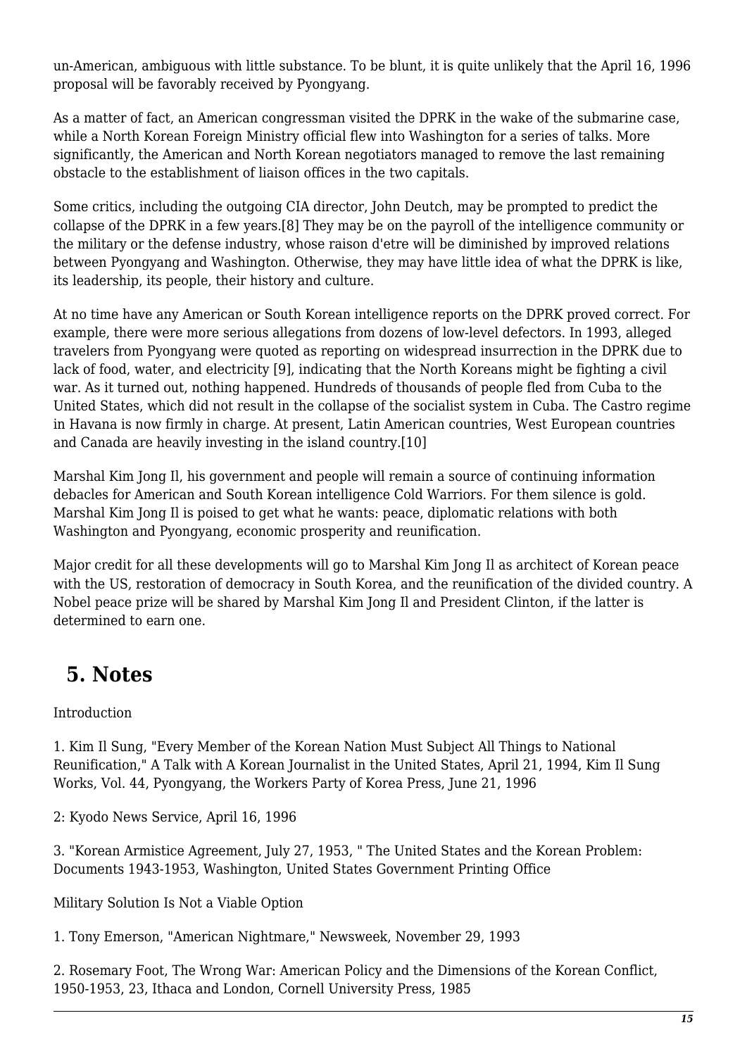un-American, ambiguous with little substance. To be blunt, it is quite unlikely that the April 16, 1996 proposal will be favorably received by Pyongyang.

As a matter of fact, an American congressman visited the DPRK in the wake of the submarine case, while a North Korean Foreign Ministry official flew into Washington for a series of talks. More significantly, the American and North Korean negotiators managed to remove the last remaining obstacle to the establishment of liaison offices in the two capitals.

Some critics, including the outgoing CIA director, John Deutch, may be prompted to predict the collapse of the DPRK in a few years.[8] They may be on the payroll of the intelligence community or the military or the defense industry, whose raison d'etre will be diminished by improved relations between Pyongyang and Washington. Otherwise, they may have little idea of what the DPRK is like, its leadership, its people, their history and culture.

At no time have any American or South Korean intelligence reports on the DPRK proved correct. For example, there were more serious allegations from dozens of low-level defectors. In 1993, alleged travelers from Pyongyang were quoted as reporting on widespread insurrection in the DPRK due to lack of food, water, and electricity [9], indicating that the North Koreans might be fighting a civil war. As it turned out, nothing happened. Hundreds of thousands of people fled from Cuba to the United States, which did not result in the collapse of the socialist system in Cuba. The Castro regime in Havana is now firmly in charge. At present, Latin American countries, West European countries and Canada are heavily investing in the island country.[10]

Marshal Kim Jong Il, his government and people will remain a source of continuing information debacles for American and South Korean intelligence Cold Warriors. For them silence is gold. Marshal Kim Jong Il is poised to get what he wants: peace, diplomatic relations with both Washington and Pyongyang, economic prosperity and reunification.

Major credit for all these developments will go to Marshal Kim Jong Il as architect of Korean peace with the US, restoration of democracy in South Korea, and the reunification of the divided country. A Nobel peace prize will be shared by Marshal Kim Jong Il and President Clinton, if the latter is determined to earn one.

## 5. Notes

Introduction

1. Kim Il Sung, "Every Member of the Korean Nation Must Subject All Things to National Reunification," A Talk with A Korean Journalist in the United States, April 21, 1994, Kim Il Sung Works, Vol. 44, Pyongyang, the Workers Party of Korea Press, June 21, 1996

2: Kyodo News Service, April 16, 1996

3. "Korean Armistice Agreement, July 27, 1953, " The United States and the Korean Problem: Documents 1943-1953, Washington, United States Government Printing Office

Military Solution Is Not a Viable Option

1. Tony Emerson, "American Nightmare," Newsweek, November 29, 1993

2. Rosemary Foot, The Wrong War: American Policy and the Dimensions of the Korean Conflict, 1950-1953, 23, Ithaca and London, Cornell University Press, 1985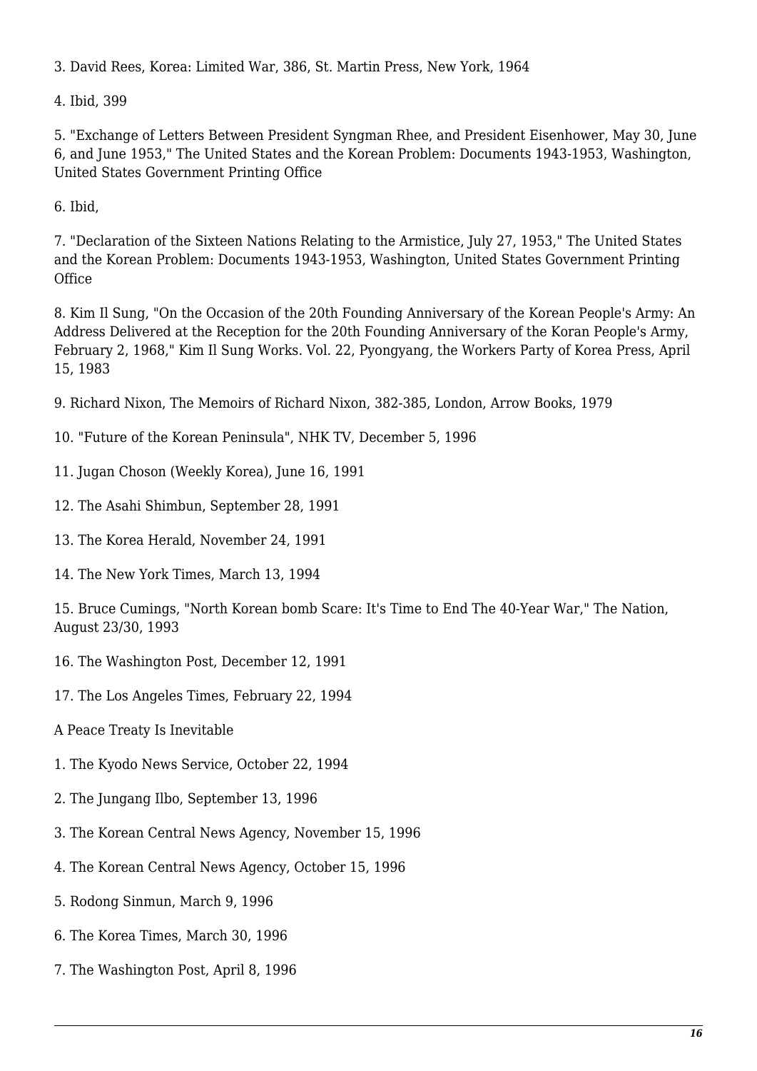3. David Rees, Korea: Limited War, 386, St. Martin Press, New York, 1964

4. Ibid, 399

5. "Exchange of Letters Between President Syngman Rhee, and President Eisenhower, May 30, June 6, and June 1953," The United States and the Korean Problem: Documents 1943-1953, Washington, United States Government Printing Office

6. Ibid,

7. "Declaration of the Sixteen Nations Relating to the Armistice, July 27, 1953," The United States and the Korean Problem: Documents 1943-1953, Washington, United States Government Printing Office

8. Kim Il Sung, "On the Occasion of the 20th Founding Anniversary of the Korean People's Army: An Address Delivered at the Reception for the 20th Founding Anniversary of the Koran People's Army, February 2, 1968," Kim Il Sung Works. Vol. 22, Pyongyang, the Workers Party of Korea Press, April 15, 1983

9. Richard Nixon, The Memoirs of Richard Nixon, 382-385, London, Arrow Books, 1979

10. "Future of the Korean Peninsula", NHK TV, December 5, 1996

11. Jugan Choson (Weekly Korea), June 16, 1991

12. The Asahi Shimbun, September 28, 1991

13. The Korea Herald, November 24, 1991

14. The New York Times, March 13, 1994

15. Bruce Cumings, "North Korean bomb Scare: It's Time to End The 40-Year War," The Nation, August 23/30, 1993

16. The Washington Post, December 12, 1991

17. The Los Angeles Times, February 22, 1994

A Peace Treaty Is Inevitable

1. The Kyodo News Service, October 22, 1994

2. The Jungang Ilbo, September 13, 1996

3. The Korean Central News Agency, November 15, 1996

4. The Korean Central News Agency, October 15, 1996

5. Rodong Sinmun, March 9, 1996

6. The Korea Times, March 30, 1996

7. The Washington Post, April 8, 1996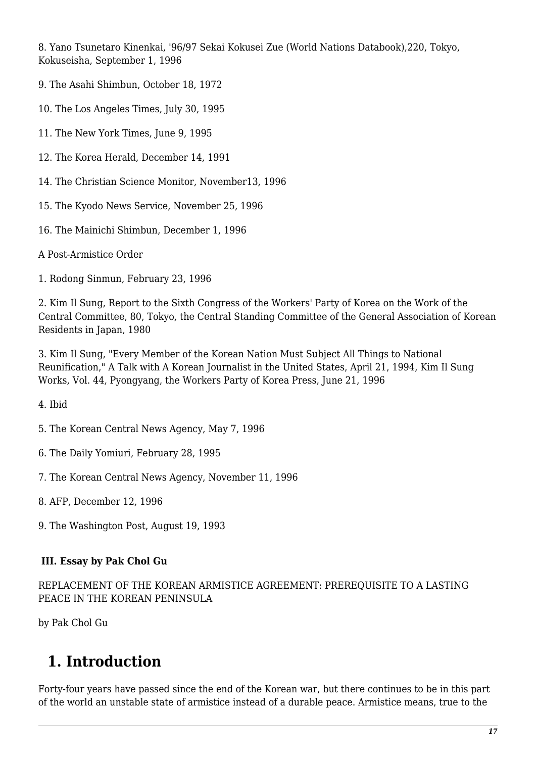8. Yano Tsunetaro Kinenkai, '96/97 Sekai Kokusei Zue (World Nations Databook),220, Tokyo, Kokuseisha, September 1, 1996

9. The Asahi Shimbun, October 18, 1972

10. The Los Angeles Times, July 30, 1995

11. The New York Times, June 9, 1995

12. The Korea Herald, December 14, 1991

14. The Christian Science Monitor, November13, 1996

15. The Kyodo News Service, November 25, 1996

16. The Mainichi Shimbun, December 1, 1996

A Post-Armistice Order

1. Rodong Sinmun, February 23, 1996

2. Kim Il Sung, Report to the Sixth Congress of the Workers' Party of Korea on the Work of the Central Committee, 80, Tokyo, the Central Standing Committee of the General Association of Korean Residents in Japan, 1980

3. Kim Il Sung, "Every Member of the Korean Nation Must Subject All Things to National Reunification," A Talk with A Korean Journalist in the United States, April 21, 1994, Kim Il Sung Works, Vol. 44, Pyongyang, the Workers Party of Korea Press, June 21, 1996

4. Ibid

5. The Korean Central News Agency, May 7, 1996

6. The Daily Yomiuri, February 28, 1995

7. The Korean Central News Agency, November 11, 1996

8. AFP, December 12, 1996

9. The Washington Post, August 19, 1993

### III. Essay by Pak Chol Gu

REPLACEMENT OF THE KOREAN ARMISTICE AGREEMENT: PREREQUISITE TO A LASTING PEACE IN THE KOREAN PENINSULA

by Pak Chol Gu

## 1. Introduction

Forty-four years have passed since the end of the Korean war, but there continues to be in this part of the world an unstable state of armistice instead of a durable peace. Armistice means, true to the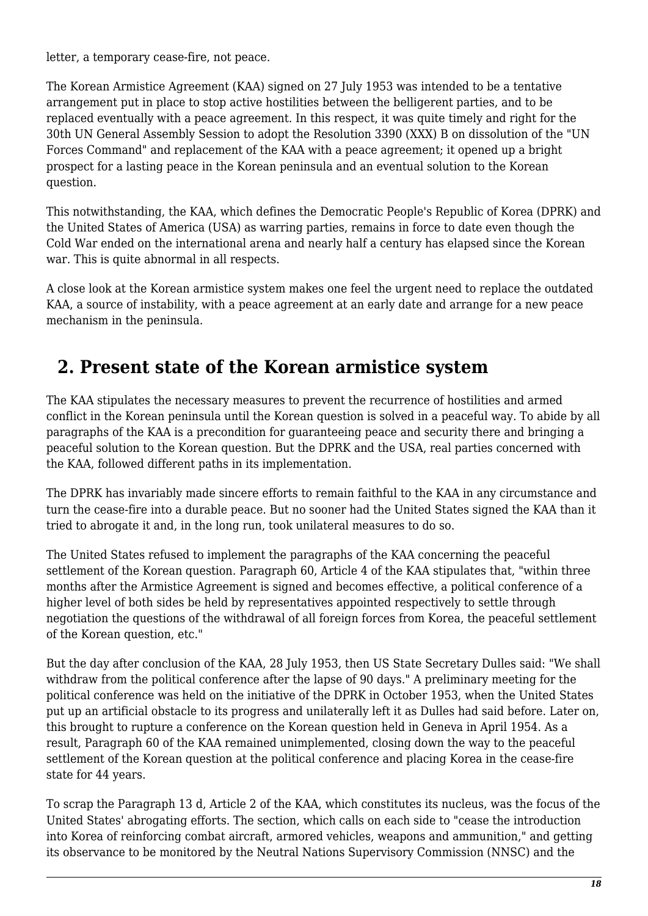letter, a temporary cease-fire, not peace.

The Korean Armistice Agreement (KAA) signed on 27 July 1953 was intended to be a tentative arrangement put in place to stop active hostilities between the belligerent parties, and to be replaced eventually with a peace agreement. In this respect, it was quite timely and right for the 30th UN General Assembly Session to adopt the Resolution 3390 (XXX) B on dissolution of the "UN Forces Command" and replacement of the KAA with a peace agreement; it opened up a bright prospect for a lasting peace in the Korean peninsula and an eventual solution to the Korean question.

This notwithstanding, the KAA, which defines the Democratic People's Republic of Korea (DPRK) and the United States of America (USA) as warring parties, remains in force to date even though the Cold War ended on the international arena and nearly half a century has elapsed since the Korean war. This is quite abnormal in all respects.

A close look at the Korean armistice system makes one feel the urgent need to replace the outdated KAA, a source of instability, with a peace agreement at an early date and arrange for a new peace mechanism in the peninsula.

## 2. Present state of the Korean armistice system

The KAA stipulates the necessary measures to prevent the recurrence of hostilities and armed conflict in the Korean peninsula until the Korean question is solved in a peaceful way. To abide by all paragraphs of the KAA is a precondition for guaranteeing peace and security there and bringing a peaceful solution to the Korean question. But the DPRK and the USA, real parties concerned with the KAA, followed different paths in its implementation.

The DPRK has invariably made sincere efforts to remain faithful to the KAA in any circumstance and turn the cease-fire into a durable peace. But no sooner had the United States signed the KAA than it tried to abrogate it and, in the long run, took unilateral measures to do so.

The United States refused to implement the paragraphs of the KAA concerning the peaceful settlement of the Korean question. Paragraph 60, Article 4 of the KAA stipulates that, "within three months after the Armistice Agreement is signed and becomes effective, a political conference of a higher level of both sides be held by representatives appointed respectively to settle through negotiation the questions of the withdrawal of all foreign forces from Korea, the peaceful settlement of the Korean question, etc."

But the day after conclusion of the KAA, 28 July 1953, then US State Secretary Dulles said: "We shall withdraw from the political conference after the lapse of 90 days." A preliminary meeting for the political conference was held on the initiative of the DPRK in October 1953, when the United States put up an artificial obstacle to its progress and unilaterally left it as Dulles had said before. Later on, this brought to rupture a conference on the Korean question held in Geneva in April 1954. As a result, Paragraph 60 of the KAA remained unimplemented, closing down the way to the peaceful settlement of the Korean question at the political conference and placing Korea in the cease-fire state for 44 years.

To scrap the Paragraph 13 d, Article 2 of the KAA, which constitutes its nucleus, was the focus of the United States' abrogating efforts. The section, which calls on each side to "cease the introduction into Korea of reinforcing combat aircraft, armored vehicles, weapons and ammunition," and getting its observance to be monitored by the Neutral Nations Supervisory Commission (NNSC) and the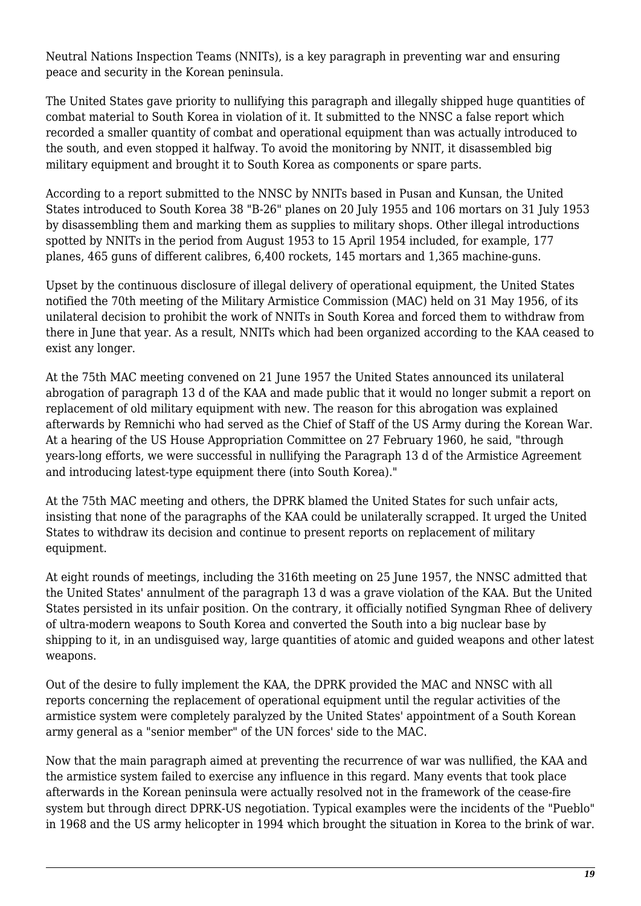Neutral Nations Inspection Teams (NNITs), is a key paragraph in preventing war and ensuring peace and security in the Korean peninsula.

The United States gave priority to nullifying this paragraph and illegally shipped huge quantities of combat material to South Korea in violation of it. It submitted to the NNSC a false report which recorded a smaller quantity of combat and operational equipment than was actually introduced to the south, and even stopped it halfway. To avoid the monitoring by NNIT, it disassembled big military equipment and brought it to South Korea as components or spare parts.

According to a report submitted to the NNSC by NNITs based in Pusan and Kunsan, the United States introduced to South Korea 38 "B-26" planes on 20 July 1955 and 106 mortars on 31 July 1953 by disassembling them and marking them as supplies to military shops. Other illegal introductions spotted by NNITs in the period from August 1953 to 15 April 1954 included, for example, 177 planes, 465 guns of different calibres, 6,400 rockets, 145 mortars and 1,365 machine-guns.

Upset by the continuous disclosure of illegal delivery of operational equipment, the United States notified the 70th meeting of the Military Armistice Commission (MAC) held on 31 May 1956, of its unilateral decision to prohibit the work of NNITs in South Korea and forced them to withdraw from there in June that year. As a result, NNITs which had been organized according to the KAA ceased to exist any longer.

At the 75th MAC meeting convened on 21 June 1957 the United States announced its unilateral abrogation of paragraph 13 d of the KAA and made public that it would no longer submit a report on replacement of old military equipment with new. The reason for this abrogation was explained afterwards by Remnichi who had served as the Chief of Staff of the US Army during the Korean War. At a hearing of the US House Appropriation Committee on 27 February 1960, he said, "through years-long efforts, we were successful in nullifying the Paragraph 13 d of the Armistice Agreement and introducing latest-type equipment there (into South Korea)."

At the 75th MAC meeting and others, the DPRK blamed the United States for such unfair acts, insisting that none of the paragraphs of the KAA could be unilaterally scrapped. It urged the United States to withdraw its decision and continue to present reports on replacement of military equipment.

At eight rounds of meetings, including the 316th meeting on 25 June 1957, the NNSC admitted that the United States' annulment of the paragraph 13 d was a grave violation of the KAA. But the United States persisted in its unfair position. On the contrary, it officially notified Syngman Rhee of delivery of ultra-modern weapons to South Korea and converted the South into a big nuclear base by shipping to it, in an undisguised way, large quantities of atomic and guided weapons and other latest weapons.

Out of the desire to fully implement the KAA, the DPRK provided the MAC and NNSC with all reports concerning the replacement of operational equipment until the regular activities of the armistice system were completely paralyzed by the United States' appointment of a South Korean army general as a "senior member" of the UN forces' side to the MAC.

Now that the main paragraph aimed at preventing the recurrence of war was nullified, the KAA and the armistice system failed to exercise any influence in this regard. Many events that took place afterwards in the Korean peninsula were actually resolved not in the framework of the cease-fire system but through direct DPRK-US negotiation. Typical examples were the incidents of the "Pueblo" in 1968 and the US army helicopter in 1994 which brought the situation in Korea to the brink of war.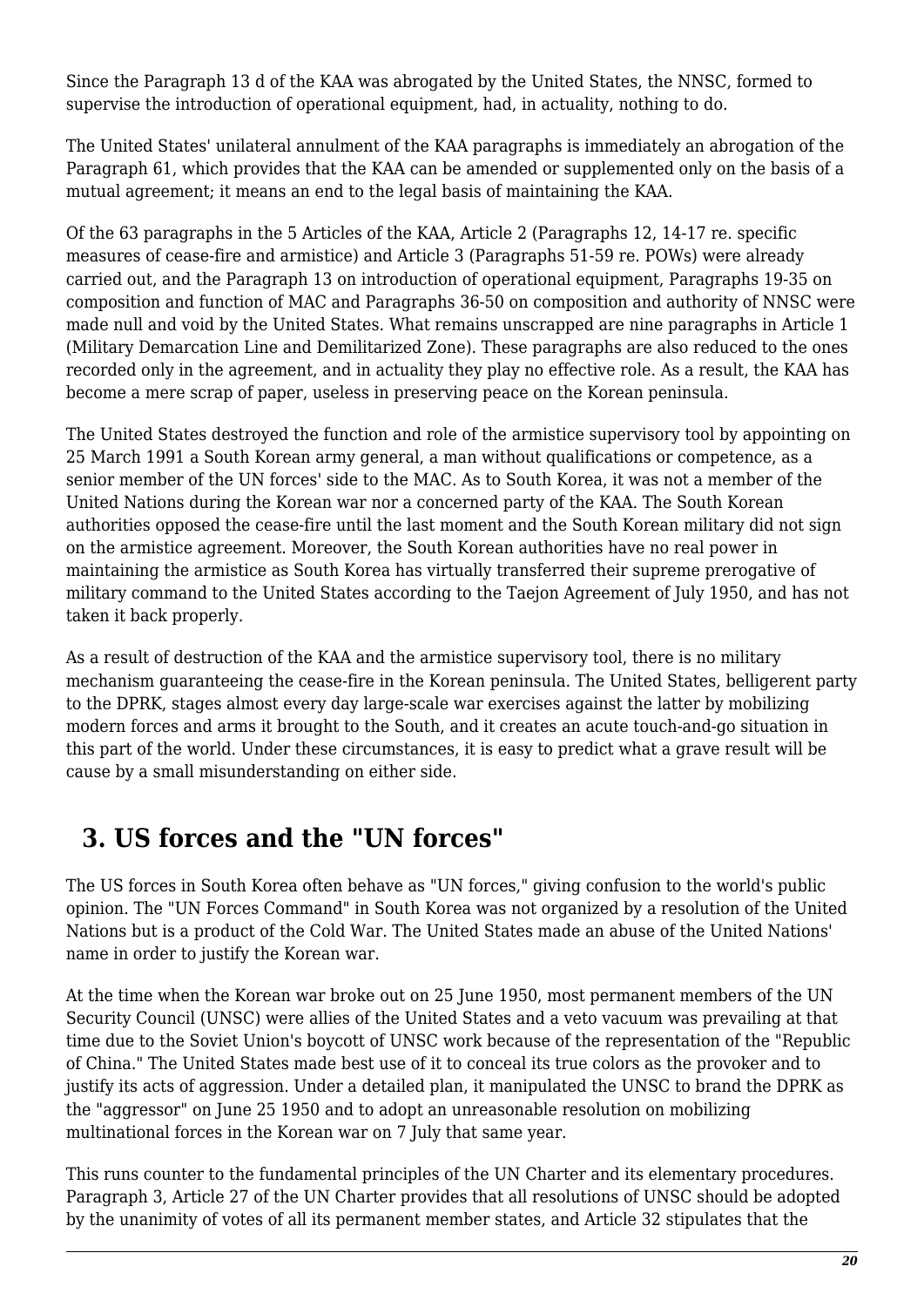Since the Paragraph 13 d of the KAA was abrogated by the United States, the NNSC, formed to supervise the introduction of operational equipment, had, in actuality, nothing to do.

The United States' unilateral annulment of the KAA paragraphs is immediately an abrogation of the Paragraph 61, which provides that the KAA can be amended or supplemented only on the basis of a mutual agreement; it means an end to the legal basis of maintaining the KAA.

Of the 63 paragraphs in the 5 Articles of the KAA, Article 2 (Paragraphs 12, 14-17 re. specific measures of cease-fire and armistice) and Article 3 (Paragraphs 51-59 re. POWs) were already carried out, and the Paragraph 13 on introduction of operational equipment, Paragraphs 19-35 on composition and function of MAC and Paragraphs 36-50 on composition and authority of NNSC were made null and void by the United States. What remains unscrapped are nine paragraphs in Article 1 (Military Demarcation Line and Demilitarized Zone). These paragraphs are also reduced to the ones recorded only in the agreement, and in actuality they play no effective role. As a result, the KAA has become a mere scrap of paper, useless in preserving peace on the Korean peninsula.

The United States destroyed the function and role of the armistice supervisory tool by appointing on 25 March 1991 a South Korean army general, a man without qualifications or competence, as a senior member of the UN forces' side to the MAC. As to South Korea, it was not a member of the United Nations during the Korean war nor a concerned party of the KAA. The South Korean authorities opposed the cease-fire until the last moment and the South Korean military did not sign on the armistice agreement. Moreover, the South Korean authorities have no real power in maintaining the armistice as South Korea has virtually transferred their supreme prerogative of military command to the United States according to the Taejon Agreement of July 1950, and has not taken it back properly.

As a result of destruction of the KAA and the armistice supervisory tool, there is no military mechanism guaranteeing the cease-fire in the Korean peninsula. The United States, belligerent party to the DPRK, stages almost every day large-scale war exercises against the latter by mobilizing modern forces and arms it brought to the South, and it creates an acute touch-and-go situation in this part of the world. Under these circumstances, it is easy to predict what a grave result will be cause by a small misunderstanding on either side.

## 3. US forces and the "UN forces"

The US forces in South Korea often behave as "UN forces," giving confusion to the world's public opinion. The "UN Forces Command" in South Korea was not organized by a resolution of the United Nations but is a product of the Cold War. The United States made an abuse of the United Nations' name in order to justify the Korean war.

At the time when the Korean war broke out on 25 June 1950, most permanent members of the UN Security Council (UNSC) were allies of the United States and a veto vacuum was prevailing at that time due to the Soviet Union's boycott of UNSC work because of the representation of the "Republic of China." The United States made best use of it to conceal its true colors as the provoker and to justify its acts of aggression. Under a detailed plan, it manipulated the UNSC to brand the DPRK as the "aggressor" on June 25 1950 and to adopt an unreasonable resolution on mobilizing multinational forces in the Korean war on 7 July that same year.

This runs counter to the fundamental principles of the UN Charter and its elementary procedures. Paragraph 3, Article 27 of the UN Charter provides that all resolutions of UNSC should be adopted by the unanimity of votes of all its permanent member states, and Article 32 stipulates that the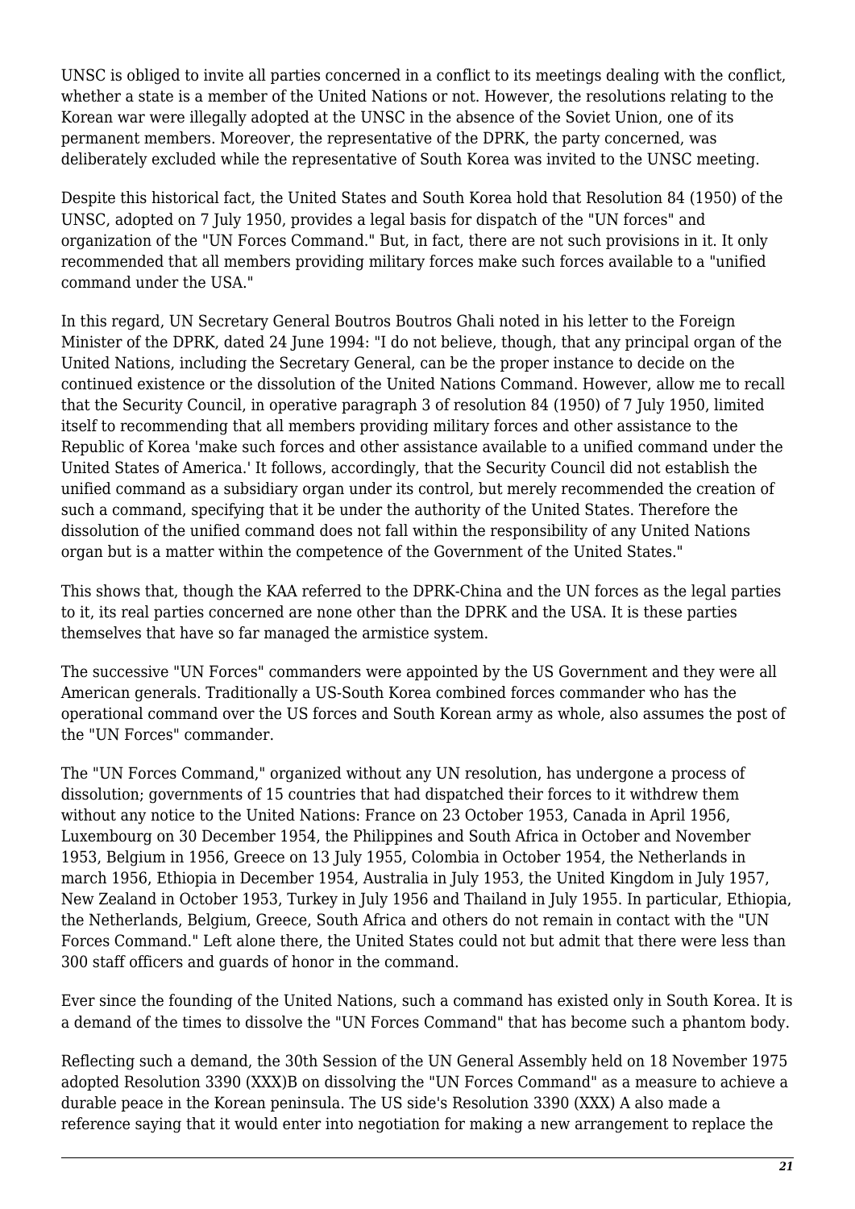UNSC is obliged to invite all parties concerned in a conflict to its meetings dealing with the conflict, whether a state is a member of the United Nations or not. However, the resolutions relating to the Korean war were illegally adopted at the UNSC in the absence of the Soviet Union, one of its permanent members. Moreover, the representative of the DPRK, the party concerned, was deliberately excluded while the representative of South Korea was invited to the UNSC meeting.

Despite this historical fact, the United States and South Korea hold that Resolution 84 (1950) of the UNSC, adopted on 7 July 1950, provides a legal basis for dispatch of the "UN forces" and organization of the "UN Forces Command." But, in fact, there are not such provisions in it. It only recommended that all members providing military forces make such forces available to a "unified command under the USA."

In this regard, UN Secretary General Boutros Boutros Ghali noted in his letter to the Foreign Minister of the DPRK, dated 24 June 1994: "I do not believe, though, that any principal organ of the United Nations, including the Secretary General, can be the proper instance to decide on the continued existence or the dissolution of the United Nations Command. However, allow me to recall that the Security Council, in operative paragraph 3 of resolution 84 (1950) of 7 July 1950, limited itself to recommending that all members providing military forces and other assistance to the Republic of Korea 'make such forces and other assistance available to a unified command under the United States of America.' It follows, accordingly, that the Security Council did not establish the unified command as a subsidiary organ under its control, but merely recommended the creation of such a command, specifying that it be under the authority of the United States. Therefore the dissolution of the unified command does not fall within the responsibility of any United Nations organ but is a matter within the competence of the Government of the United States."

This shows that, though the KAA referred to the DPRK-China and the UN forces as the legal parties to it, its real parties concerned are none other than the DPRK and the USA. It is these parties themselves that have so far managed the armistice system.

The successive "UN Forces" commanders were appointed by the US Government and they were all American generals. Traditionally a US-South Korea combined forces commander who has the operational command over the US forces and South Korean army as whole, also assumes the post of the "UN Forces" commander.

The "UN Forces Command," organized without any UN resolution, has undergone a process of dissolution; governments of 15 countries that had dispatched their forces to it withdrew them without any notice to the United Nations: France on 23 October 1953, Canada in April 1956, Luxembourg on 30 December 1954, the Philippines and South Africa in October and November 1953, Belgium in 1956, Greece on 13 July 1955, Colombia in October 1954, the Netherlands in march 1956, Ethiopia in December 1954, Australia in July 1953, the United Kingdom in July 1957, New Zealand in October 1953, Turkey in July 1956 and Thailand in July 1955. In particular, Ethiopia, the Netherlands, Belgium, Greece, South Africa and others do not remain in contact with the "UN Forces Command." Left alone there, the United States could not but admit that there were less than 300 staff officers and guards of honor in the command.

Ever since the founding of the United Nations, such a command has existed only in South Korea. It is a demand of the times to dissolve the "UN Forces Command" that has become such a phantom body.

Reflecting such a demand, the 30th Session of the UN General Assembly held on 18 November 1975 adopted Resolution 3390 (XXX)B on dissolving the "UN Forces Command" as a measure to achieve a durable peace in the Korean peninsula. The US side's Resolution 3390 (XXX) A also made a reference saying that it would enter into negotiation for making a new arrangement to replace the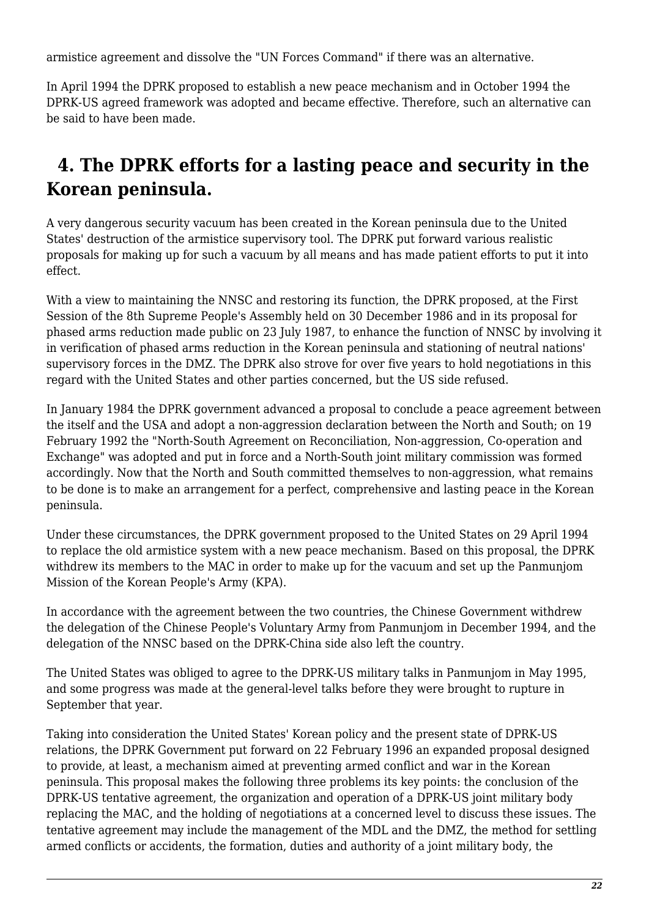armistice agreement and dissolve the "UN Forces Command" if there was an alternative.

In April 1994 the DPRK proposed to establish a new peace mechanism and in October 1994 the DPRK-US agreed framework was adopted and became effective. Therefore, such an alternative can be said to have been made.

## 4. The DPRK efforts for a lasting peace and security in the Korean peninsula.

A very dangerous security vacuum has been created in the Korean peninsula due to the United States' destruction of the armistice supervisory tool. The DPRK put forward various realistic proposals for making up for such a vacuum by all means and has made patient efforts to put it into effect.

With a view to maintaining the NNSC and restoring its function, the DPRK proposed, at the First Session of the 8th Supreme People's Assembly held on 30 December 1986 and in its proposal for phased arms reduction made public on 23 July 1987, to enhance the function of NNSC by involving it in verification of phased arms reduction in the Korean peninsula and stationing of neutral nations' supervisory forces in the DMZ. The DPRK also strove for over five years to hold negotiations in this regard with the United States and other parties concerned, but the US side refused.

In January 1984 the DPRK government advanced a proposal to conclude a peace agreement between the itself and the USA and adopt a non-aggression declaration between the North and South; on 19 February 1992 the "North-South Agreement on Reconciliation, Non-aggression, Co-operation and Exchange" was adopted and put in force and a North-South joint military commission was formed accordingly. Now that the North and South committed themselves to non-aggression, what remains to be done is to make an arrangement for a perfect, comprehensive and lasting peace in the Korean peninsula.

Under these circumstances, the DPRK government proposed to the United States on 29 April 1994 to replace the old armistice system with a new peace mechanism. Based on this proposal, the DPRK withdrew its members to the MAC in order to make up for the vacuum and set up the Panmunjom Mission of the Korean People's Army (KPA).

In accordance with the agreement between the two countries, the Chinese Government withdrew the delegation of the Chinese People's Voluntary Army from Panmunjom in December 1994, and the delegation of the NNSC based on the DPRK-China side also left the country.

The United States was obliged to agree to the DPRK-US military talks in Panmunjom in May 1995, and some progress was made at the general-level talks before they were brought to rupture in September that year.

Taking into consideration the United States' Korean policy and the present state of DPRK-US relations, the DPRK Government put forward on 22 February 1996 an expanded proposal designed to provide, at least, a mechanism aimed at preventing armed conflict and war in the Korean peninsula. This proposal makes the following three problems its key points: the conclusion of the DPRK-US tentative agreement, the organization and operation of a DPRK-US joint military body replacing the MAC, and the holding of negotiations at a concerned level to discuss these issues. The tentative agreement may include the management of the MDL and the DMZ, the method for settling armed conflicts or accidents, the formation, duties and authority of a joint military body, the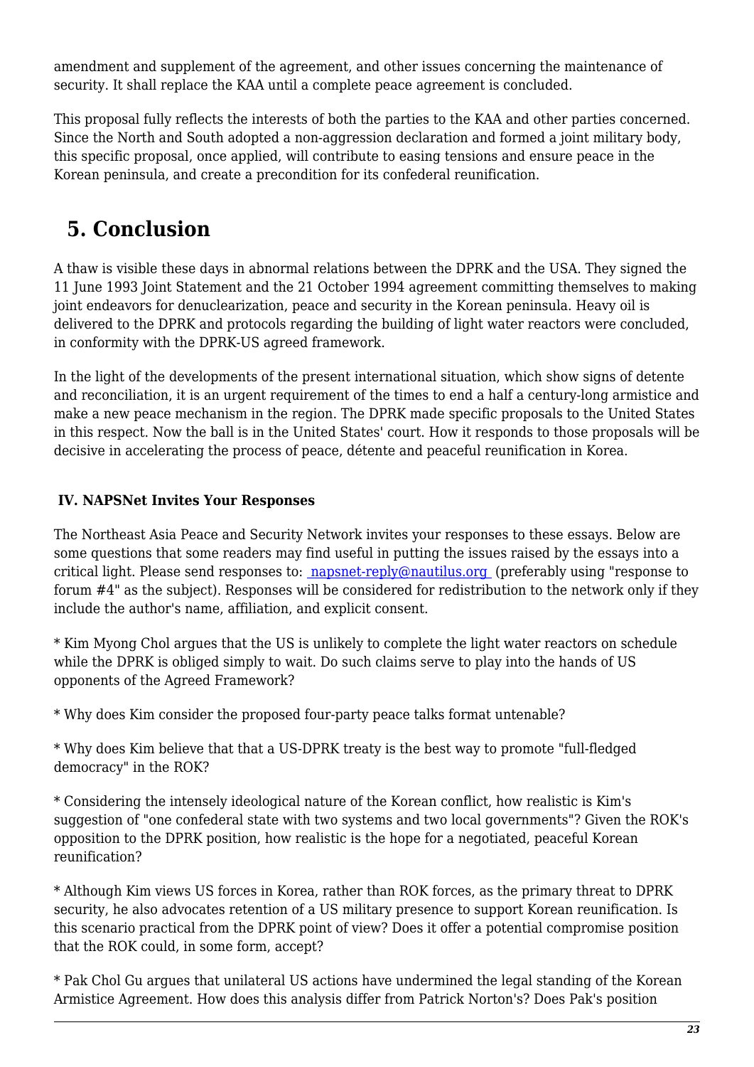amendment and supplement of the agreement, and other issues concerning the maintenance of security. It shall replace the KAA until a complete peace agreement is concluded.

This proposal fully reflects the interests of both the parties to the KAA and other parties concerned. Since the North and South adopted a non-aggression declaration and formed a joint military body, this specific proposal, once applied, will contribute to easing tensions and ensure peace in the Korean peninsula, and create a precondition for its confederal reunification.

## 5. Conclusion

A thaw is visible these days in abnormal relations between the DPRK and the USA. They signed the 11 June 1993 Joint Statement and the 21 October 1994 agreement committing themselves to making joint endeavors for denuclearization, peace and security in the Korean peninsula. Heavy oil is delivered to the DPRK and protocols regarding the building of light water reactors were concluded, in conformity with the DPRK-US agreed framework.

In the light of the developments of the present international situation, which show signs of detente and reconciliation, it is an urgent requirement of the times to end a half a century-long armistice and make a new peace mechanism in the region. The DPRK made specific proposals to the United States in this respect. Now the ball is in the United States' court. How it responds to those proposals will be decisive in accelerating the process of peace, détente and peaceful reunification in Korea.

### IV. NAPSNet Invites Your Responses

The Northeast Asia Peace and Security Network invites your responses to these essays. Below are some questions that some readers may find useful in putting the issues raised by the essays into a critical light. Please send responses to: napsnet-reply@nautilus.org (preferably using "response to forum #4" as the subject). Responses will be considered for redistribution to the network only if they include the author's name, affiliation, and explicit consent.

* Kim Myong Chol argues that the US is unlikely to complete the light water reactors on schedule while the DPRK is obliged simply to wait. Do such claims serve to play into the hands of US opponents of the Agreed Framework?

* Why does Kim consider the proposed four-party peace talks format untenable?

* Why does Kim believe that that a US-DPRK treaty is the best way to promote "full-fledged democracy" in the ROK?

* Considering the intensely ideological nature of the Korean conflict, how realistic is Kim's suggestion of "one confederal state with two systems and two local governments"? Given the ROK's opposition to the DPRK position, how realistic is the hope for a negotiated, peaceful Korean reunification?

* Although Kim views US forces in Korea, rather than ROK forces, as the primary threat to DPRK security, he also advocates retention of a US military presence to support Korean reunification. Is this scenario practical from the DPRK point of view? Does it offer a potential compromise position that the ROK could, in some form, accept?

* Pak Chol Gu argues that unilateral US actions have undermined the legal standing of the Korean Armistice Agreement. How does this analysis differ from Patrick Norton's? Does Pak's position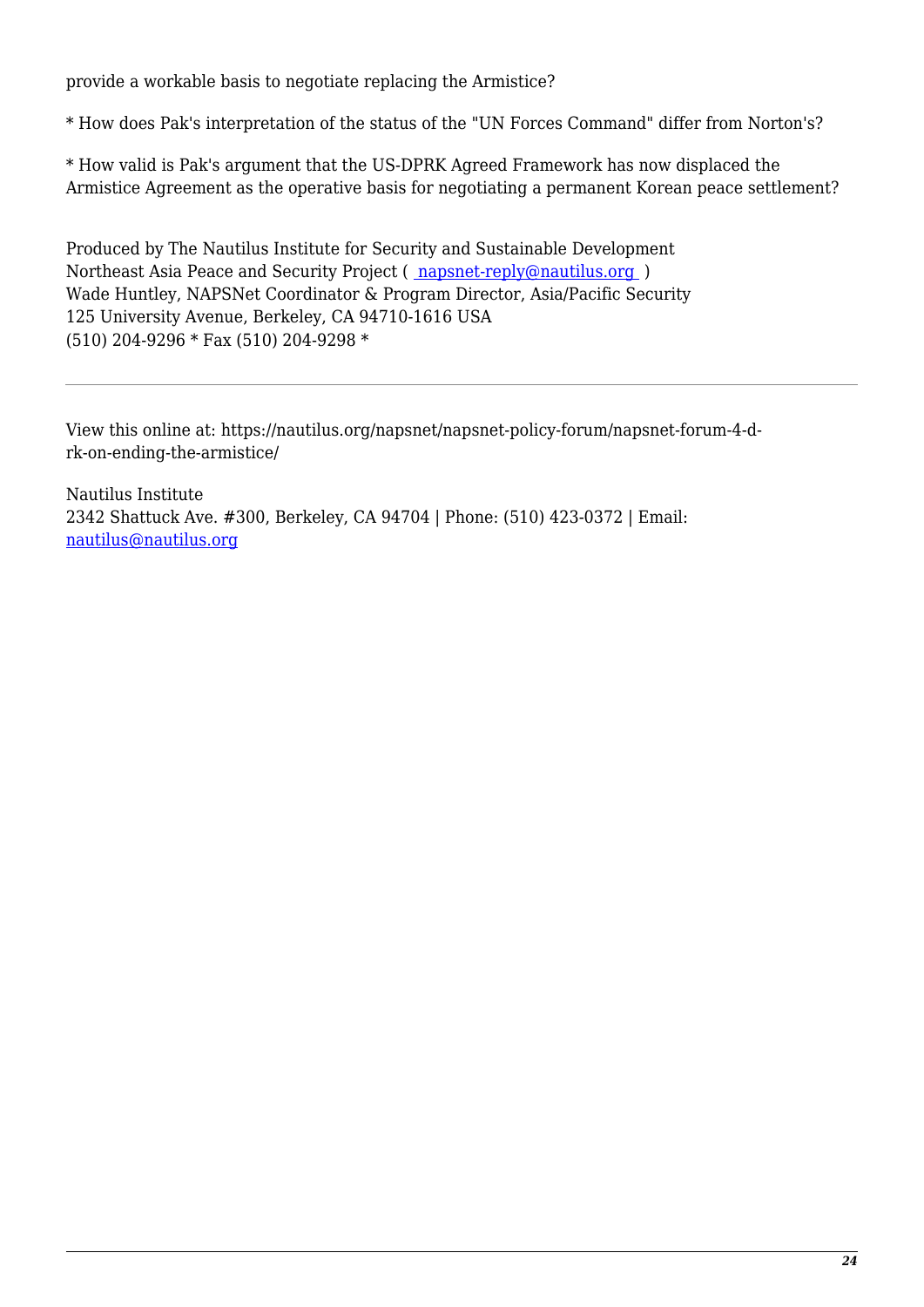provide a workable basis to negotiate replacing the Armistice?

* How does Pak's interpretation of the status of the "UN Forces Command" differ from Norton's?

* How valid is Pak's argument that the US-DPRK Agreed Framework has now displaced the Armistice Agreement as the operative basis for negotiating a permanent Korean peace settlement?

Produced by The Nautilus Institute for Security and Sustainable Development
Northeast Asia Peace and Security Project ( napsnet-reply@nautilus.org )
Wade Huntley, NAPSNet Coordinator & Program Director, Asia/Pacific Security
125 University Avenue, Berkeley, CA 94710-1616 USA
(510) 204-9296 * Fax (510) 204-9298 *

---

View this online at: https://nautilus.org/napsnet/napsnet-policy-forum/napsnet-forum-4-d-rk-on-ending-the-armistice/

Nautilus Institute
2342 Shattuck Ave. #300, Berkeley, CA 94704 | Phone: (510) 423-0372 | Email: nautilus@nautilus.org